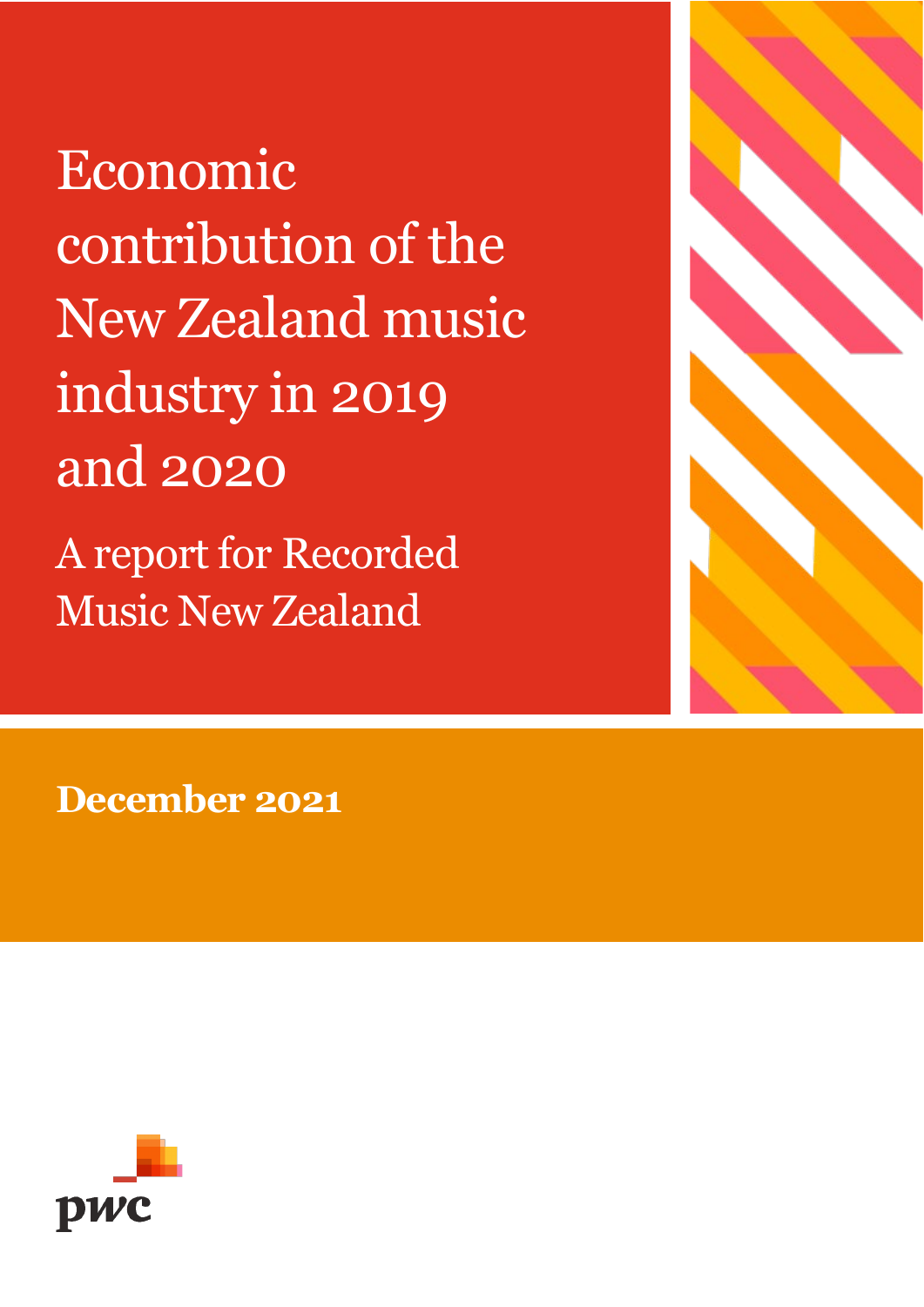# Economic contribution of the New Zealand music industry in 2019 and 2020

## A report for Recorded Music New Zealand

**December 2021**

pwc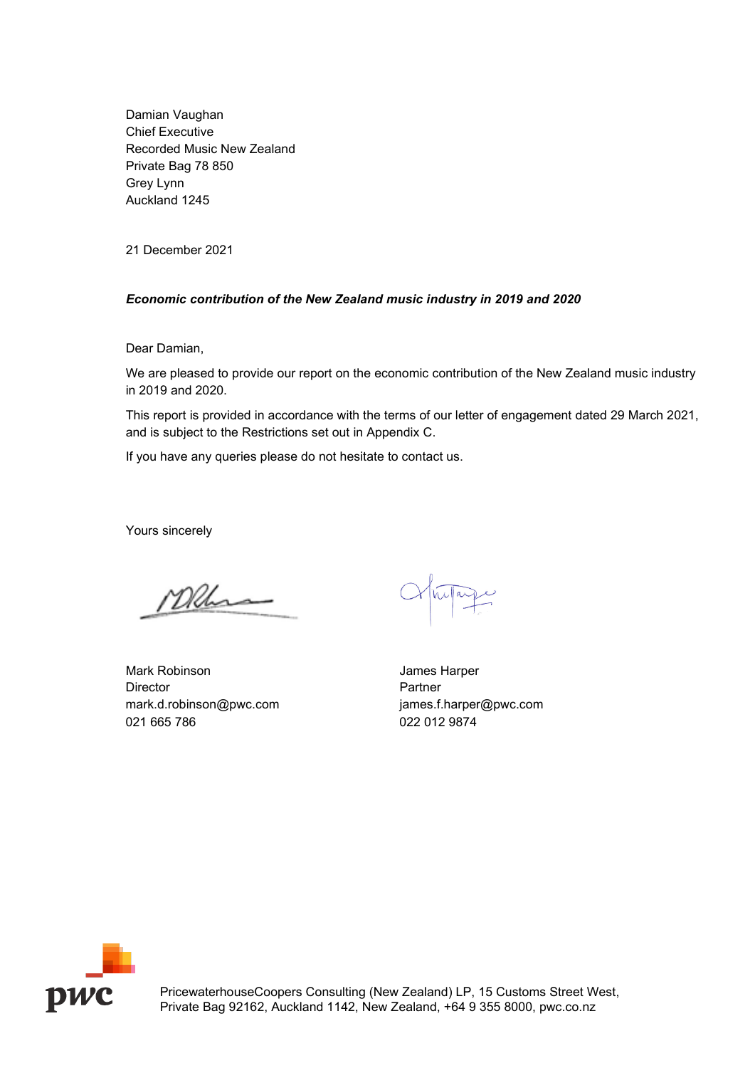Damian Vaughan
Chief Executive
Recorded Music New Zealand
Private Bag 78 850
Grey Lynn
Auckland 1245

21 December 2021

***Economic contribution of the New Zealand music industry in 2019 and 2020***

Dear Damian,

We are pleased to provide our report on the economic contribution of the New Zealand music industry in 2019 and 2020.

This report is provided in accordance with the terms of our letter of engagement dated 29 March 2021, and is subject to the Restrictions set out in Appendix C.

If you have any queries please do not hesitate to contact us.

Yours sincerely

| | |
|---|---|
| Mark Robinson | James Harper |
| Director | Partner |
| mark.d.robinson@pwc.com | james.f.harper@pwc.com |
| 021 665 786 | 022 012 9874 |

PricewaterhouseCoopers Consulting (New Zealand) LP, 15 Customs Street West, Private Bag 92162, Auckland 1142, New Zealand, +64 9 355 8000, pwc.co.nz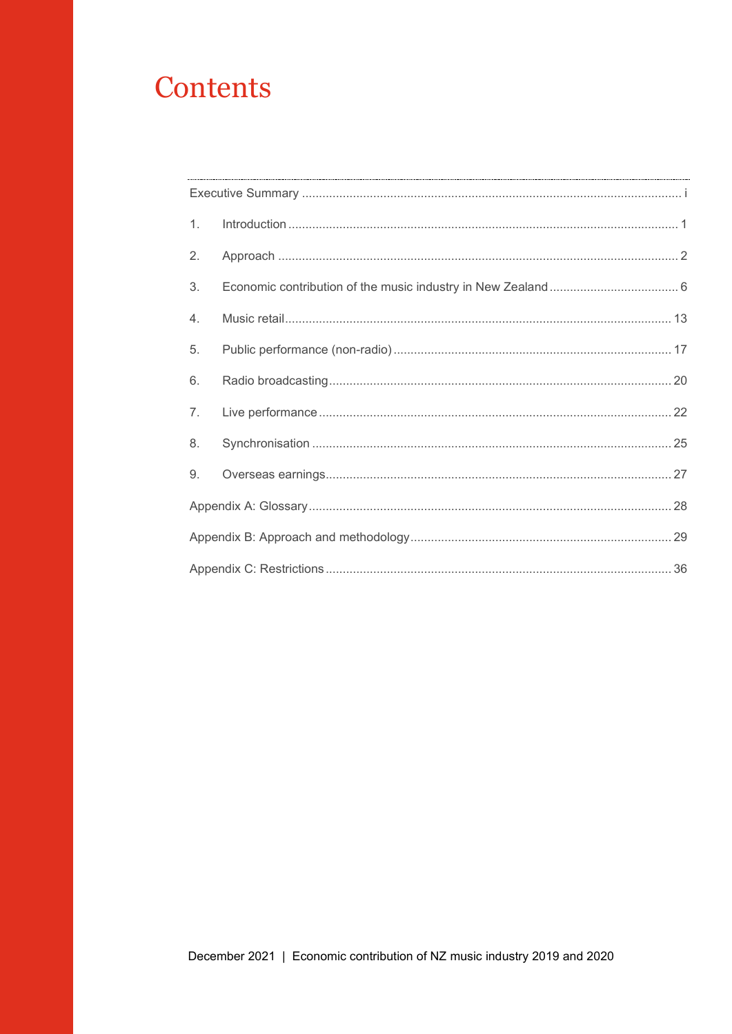# Contents

| | |
|---|---|
| Executive Summary | i |
| 1. Introduction | 1 |
| 2. Approach | 2 |
| 3. Economic contribution of the music industry in New Zealand | 6 |
| 4. Music retail | 13 |
| 5. Public performance (non-radio) | 17 |
| 6. Radio broadcasting | 20 |
| 7. Live performance | 22 |
| 8. Synchronisation | 25 |
| 9. Overseas earnings | 27 |
| Appendix A: Glossary | 28 |
| Appendix B: Approach and methodology | 29 |
| Appendix C: Restrictions | 36 |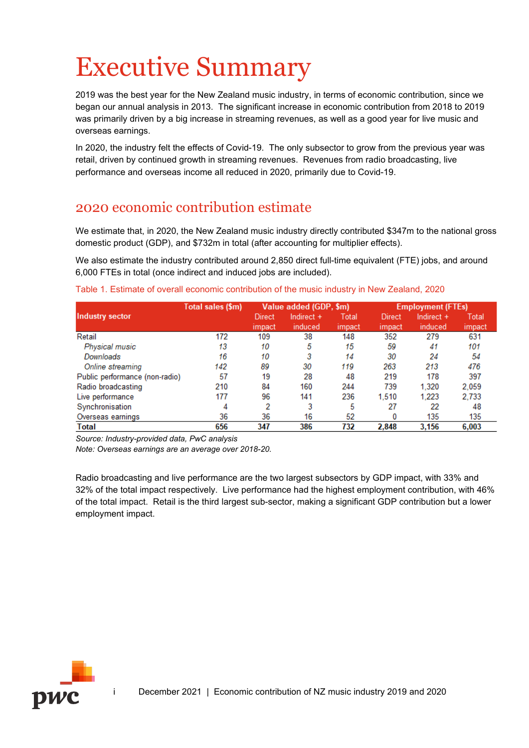# Executive Summary

2019 was the best year for the New Zealand music industry, in terms of economic contribution, since we began our annual analysis in 2013. The significant increase in economic contribution from 2018 to 2019 was primarily driven by a big increase in streaming revenues, as well as a good year for live music and overseas earnings.

In 2020, the industry felt the effects of Covid-19. The only subsector to grow from the previous year was retail, driven by continued growth in streaming revenues. Revenues from radio broadcasting, live performance and overseas income all reduced in 2020, primarily due to Covid-19.

## 2020 economic contribution estimate

We estimate that, in 2020, the New Zealand music industry directly contributed $347m to the national gross domestic product (GDP), and $732m in total (after accounting for multiplier effects).

We also estimate the industry contributed around 2,850 direct full-time equivalent (FTE) jobs, and around 6,000 FTEs in total (once indirect and induced jobs are included).

Table 1. Estimate of overall economic contribution of the music industry in New Zealand, 2020

| Industry sector | Total sales ($m) | Value added (GDP, $m) | | | Employment (FTEs) | | |
|---|---|---|---|---|---|---|---|
| | | Direct impact | Indirect + induced | Total impact | Direct impact | Indirect + induced | Total impact |
| Retail | 172 | 109 | 38 | 148 | 352 | 279 | 631 |
| *Physical music* | *13* | *10* | *5* | *15* | *59* | *41* | *101* |
| *Downloads* | *16* | *10* | *3* | *14* | *30* | *24* | *54* |
| *Online streaming* | *142* | *89* | *30* | *119* | *263* | *213* | *476* |
| Public performance (non-radio) | 57 | 19 | 28 | 48 | 219 | 178 | 397 |
| Radio broadcasting | 210 | 84 | 160 | 244 | 739 | 1,320 | 2,059 |
| Live performance | 177 | 96 | 141 | 236 | 1,510 | 1,223 | 2,733 |
| Synchronisation | 4 | 2 | 3 | 5 | 27 | 22 | 48 |
| Overseas earnings | 36 | 36 | 16 | 52 | 0 | 135 | 135 |
| **Total** | **656** | **347** | **386** | **732** | **2,848** | **3,156** | **6,003** |

*Source: Industry-provided data, PwC analysis*

*Note: Overseas earnings are an average over 2018-20.*

Radio broadcasting and live performance are the two largest subsectors by GDP impact, with 33% and 32% of the total impact respectively. Live performance had the highest employment contribution, with 46% of the total impact. Retail is the third largest sub-sector, making a significant GDP contribution but a lower employment impact.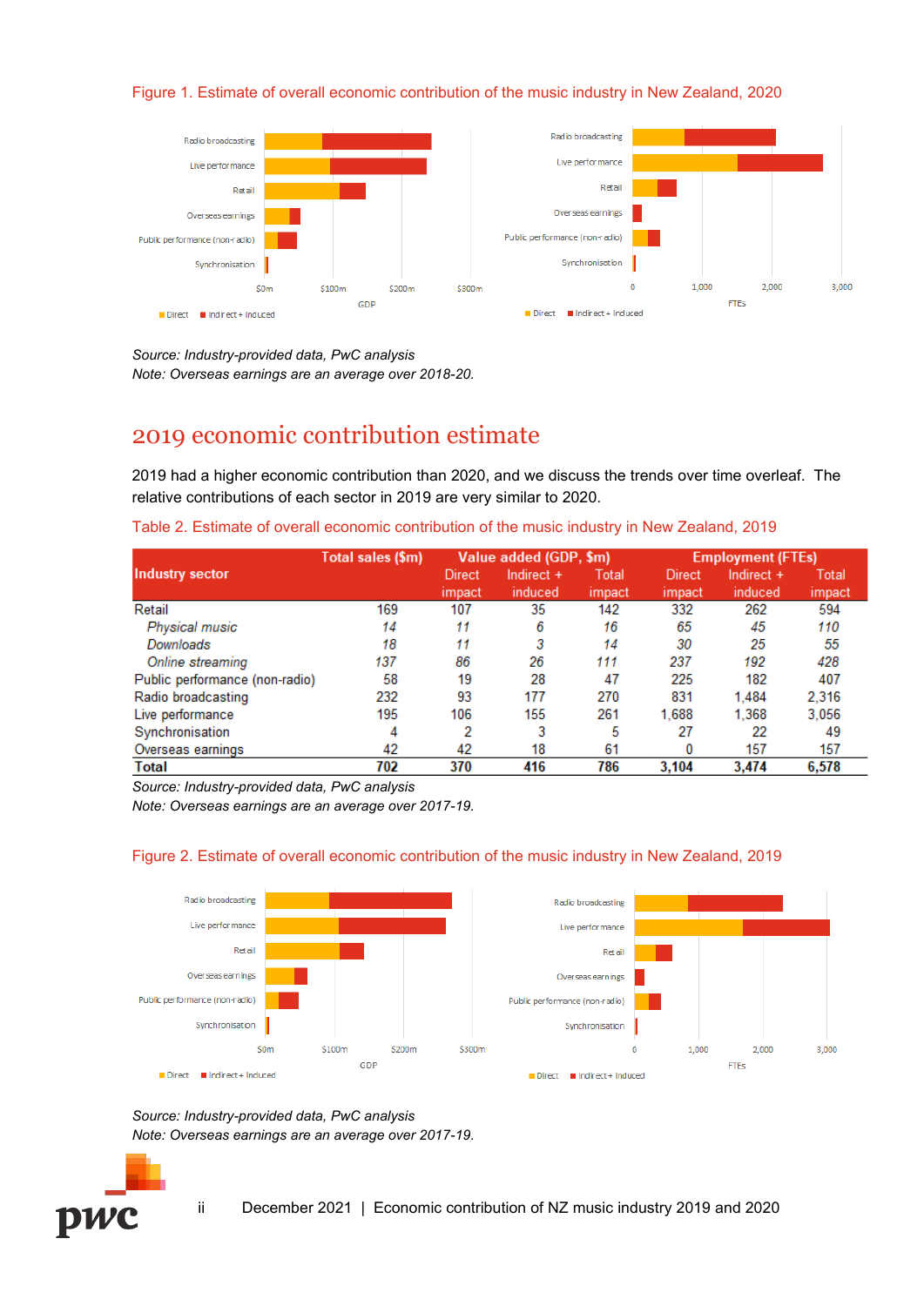Figure 1. Estimate of overall economic contribution of the music industry in New Zealand, 2020

Source: Industry-provided data, PwC analysis
Note: Overseas earnings are an average over 2018-20.

## 2019 economic contribution estimate

2019 had a higher economic contribution than 2020, and we discuss the trends over time overleaf. The relative contributions of each sector in 2019 are very similar to 2020.

Table 2. Estimate of overall economic contribution of the music industry in New Zealand, 2019

| Industry sector | Total sales ($m) | Value added (GDP, $m) | | | Employment (FTEs) | | |
|---|---|---|---|---|---|---|---|
| | | Direct impact | Indirect + induced | Total impact | Direct impact | Indirect + induced | Total impact |
| Retail | 169 | 107 | 35 | 142 | 332 | 262 | 594 |
| *Physical music* | *14* | *11* | *6* | *16* | *65* | *45* | *110* |
| *Downloads* | *18* | *11* | *3* | *14* | *30* | *25* | *55* |
| *Online streaming* | *137* | *86* | *26* | *111* | *237* | *192* | *428* |
| Public performance (non-radio) | 58 | 19 | 28 | 47 | 225 | 182 | 407 |
| Radio broadcasting | 232 | 93 | 177 | 270 | 831 | 1,484 | 2,316 |
| Live performance | 195 | 106 | 155 | 261 | 1,688 | 1,368 | 3,056 |
| Synchronisation | 4 | 2 | 3 | 5 | 27 | 22 | 49 |
| Overseas earnings | 42 | 42 | 18 | 61 | 0 | 157 | 157 |
| **Total** | **702** | **370** | **416** | **786** | **3,104** | **3,474** | **6,578** |

Source: Industry-provided data, PwC analysis
Note: Overseas earnings are an average over 2017-19.

Figure 2. Estimate of overall economic contribution of the music industry in New Zealand, 2019

Source: Industry-provided data, PwC analysis
Note: Overseas earnings are an average over 2017-19.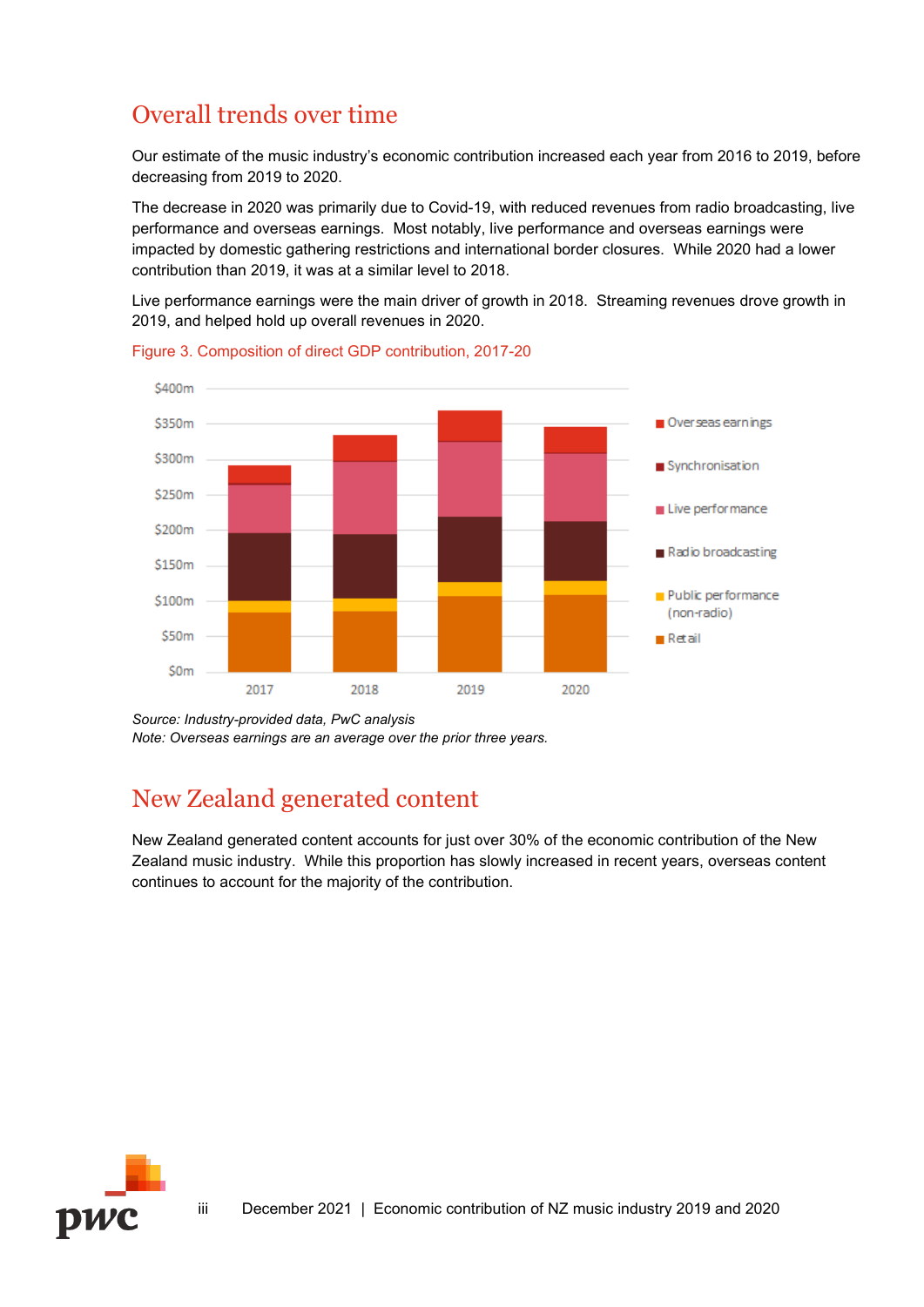## Overall trends over time

Our estimate of the music industry's economic contribution increased each year from 2016 to 2019, before decreasing from 2019 to 2020.

The decrease in 2020 was primarily due to Covid-19, with reduced revenues from radio broadcasting, live performance and overseas earnings. Most notably, live performance and overseas earnings were impacted by domestic gathering restrictions and international border closures. While 2020 had a lower contribution than 2019, it was at a similar level to 2018.

Live performance earnings were the main driver of growth in 2018. Streaming revenues drove growth in 2019, and helped hold up overall revenues in 2020.

Figure 3. Composition of direct GDP contribution, 2017-20

*Source: Industry-provided data, PwC analysis*
*Note: Overseas earnings are an average over the prior three years.*

## New Zealand generated content

New Zealand generated content accounts for just over 30% of the economic contribution of the New Zealand music industry. While this proportion has slowly increased in recent years, overseas content continues to account for the majority of the contribution.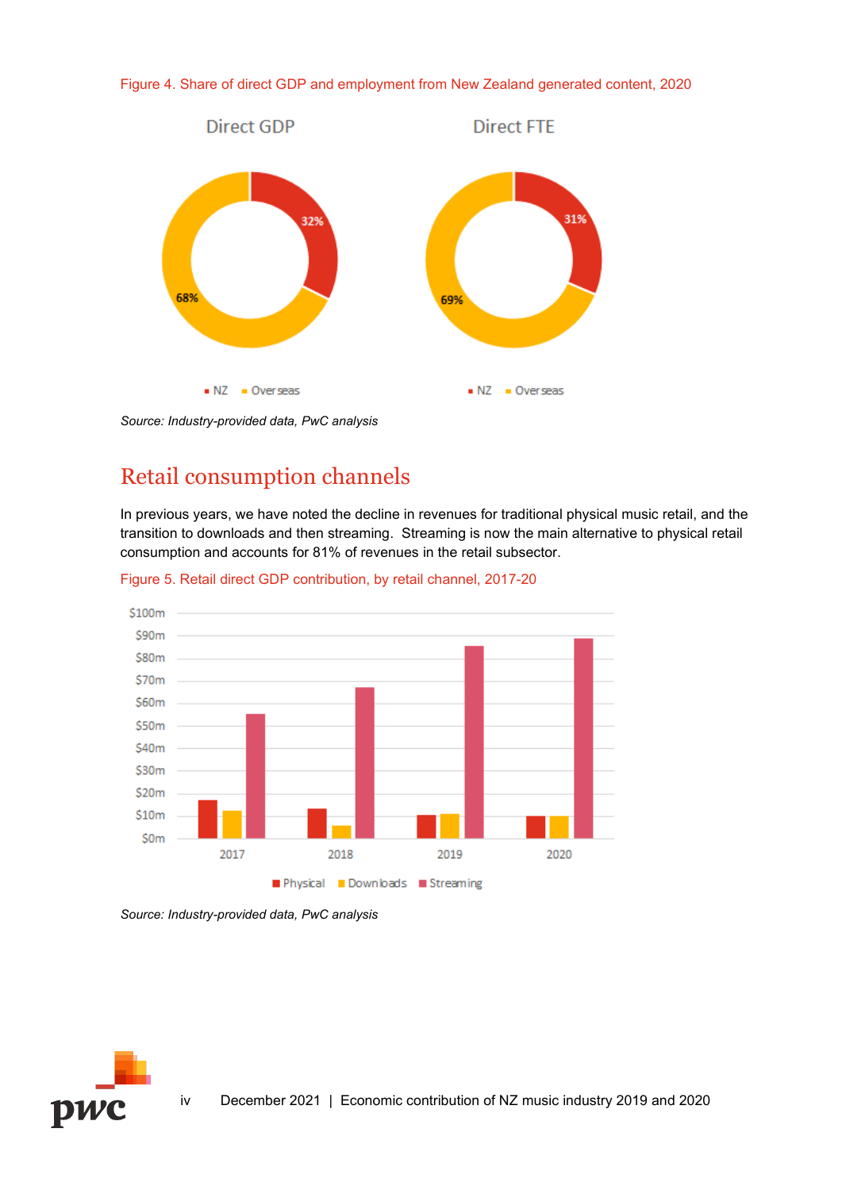Figure 4. Share of direct GDP and employment from New Zealand generated content, 2020

*Source: Industry-provided data, PwC analysis*

## Retail consumption channels

In previous years, we have noted the decline in revenues for traditional physical music retail, and the transition to downloads and then streaming. Streaming is now the main alternative to physical retail consumption and accounts for 81% of revenues in the retail subsector.

Figure 5. Retail direct GDP contribution, by retail channel, 2017-20

*Source: Industry-provided data, PwC analysis*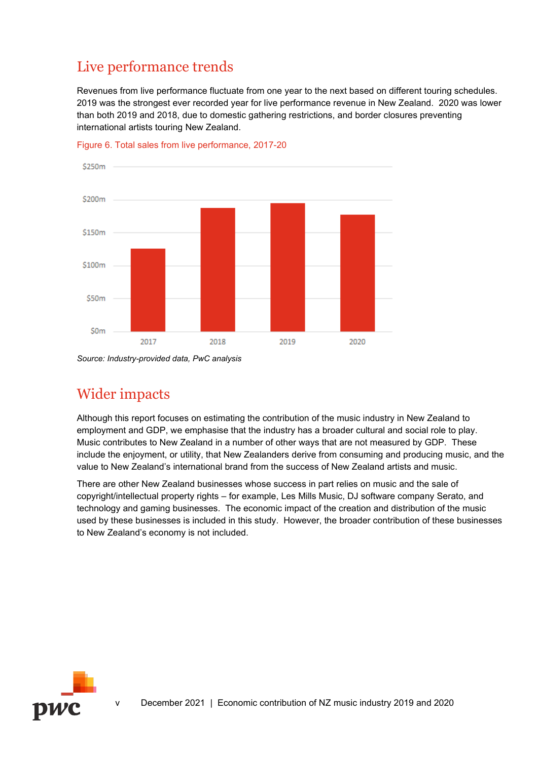## Live performance trends

Revenues from live performance fluctuate from one year to the next based on different touring schedules. 2019 was the strongest ever recorded year for live performance revenue in New Zealand. 2020 was lower than both 2019 and 2018, due to domestic gathering restrictions, and border closures preventing international artists touring New Zealand.

Figure 6. Total sales from live performance, 2017-20

*Source: Industry-provided data, PwC analysis*

## Wider impacts

Although this report focuses on estimating the contribution of the music industry in New Zealand to employment and GDP, we emphasise that the industry has a broader cultural and social role to play. Music contributes to New Zealand in a number of other ways that are not measured by GDP. These include the enjoyment, or utility, that New Zealanders derive from consuming and producing music, and the value to New Zealand's international brand from the success of New Zealand artists and music.

There are other New Zealand businesses whose success in part relies on music and the sale of copyright/intellectual property rights – for example, Les Mills Music, DJ software company Serato, and technology and gaming businesses. The economic impact of the creation and distribution of the music used by these businesses is included in this study. However, the broader contribution of these businesses to New Zealand's economy is not included.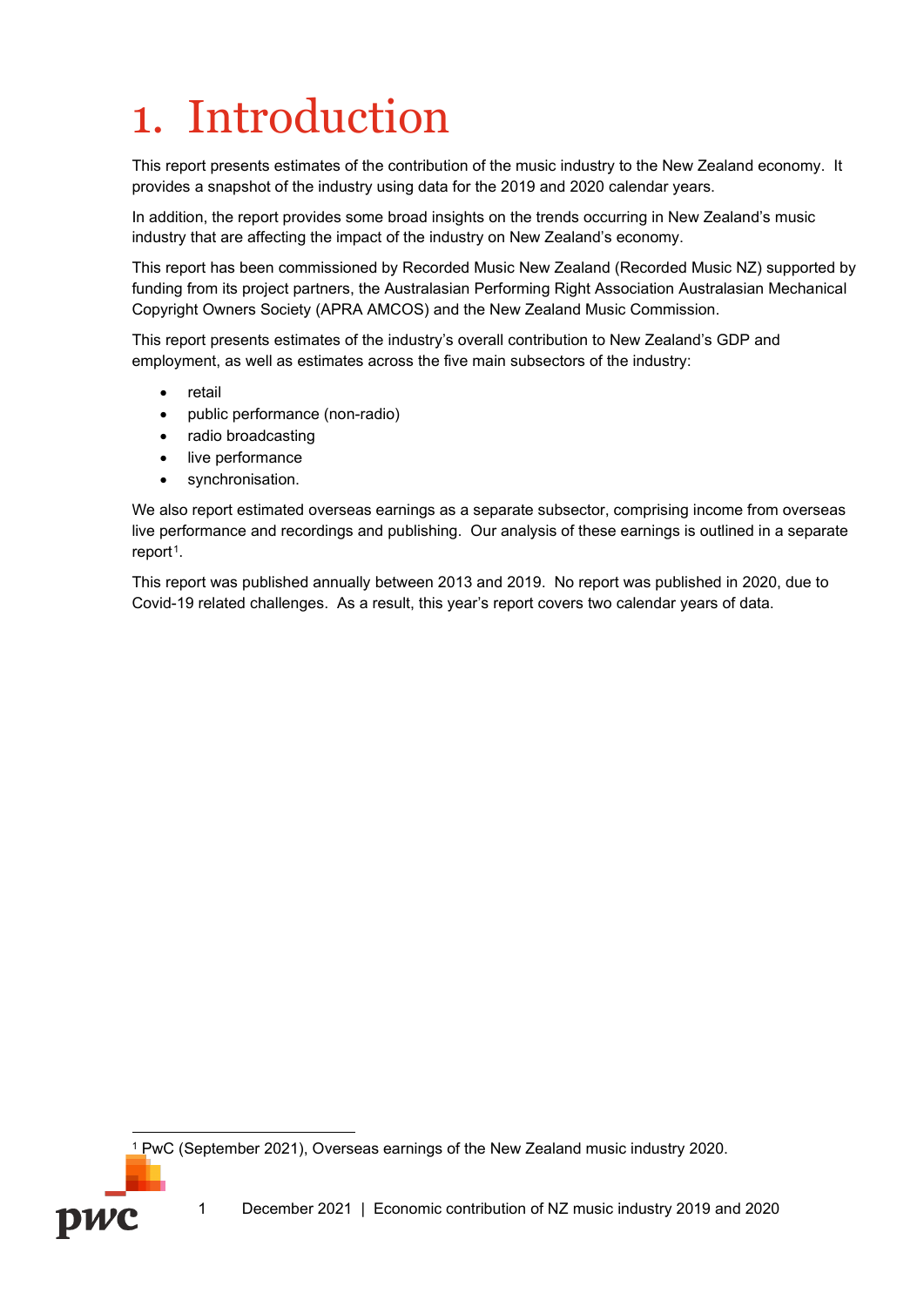# 1. Introduction

This report presents estimates of the contribution of the music industry to the New Zealand economy. It provides a snapshot of the industry using data for the 2019 and 2020 calendar years.

In addition, the report provides some broad insights on the trends occurring in New Zealand's music industry that are affecting the impact of the industry on New Zealand's economy.

This report has been commissioned by Recorded Music New Zealand (Recorded Music NZ) supported by funding from its project partners, the Australasian Performing Right Association Australasian Mechanical Copyright Owners Society (APRA AMCOS) and the New Zealand Music Commission.

This report presents estimates of the industry's overall contribution to New Zealand's GDP and employment, as well as estimates across the five main subsectors of the industry:

- retail
- public performance (non-radio)
- radio broadcasting
- live performance
- synchronisation.

We also report estimated overseas earnings as a separate subsector, comprising income from overseas live performance and recordings and publishing. Our analysis of these earnings is outlined in a separate report[1].

This report was published annually between 2013 and 2019. No report was published in 2020, due to Covid-19 related challenges. As a result, this year's report covers two calendar years of data.

[1] PwC (September 2021), Overseas earnings of the New Zealand music industry 2020.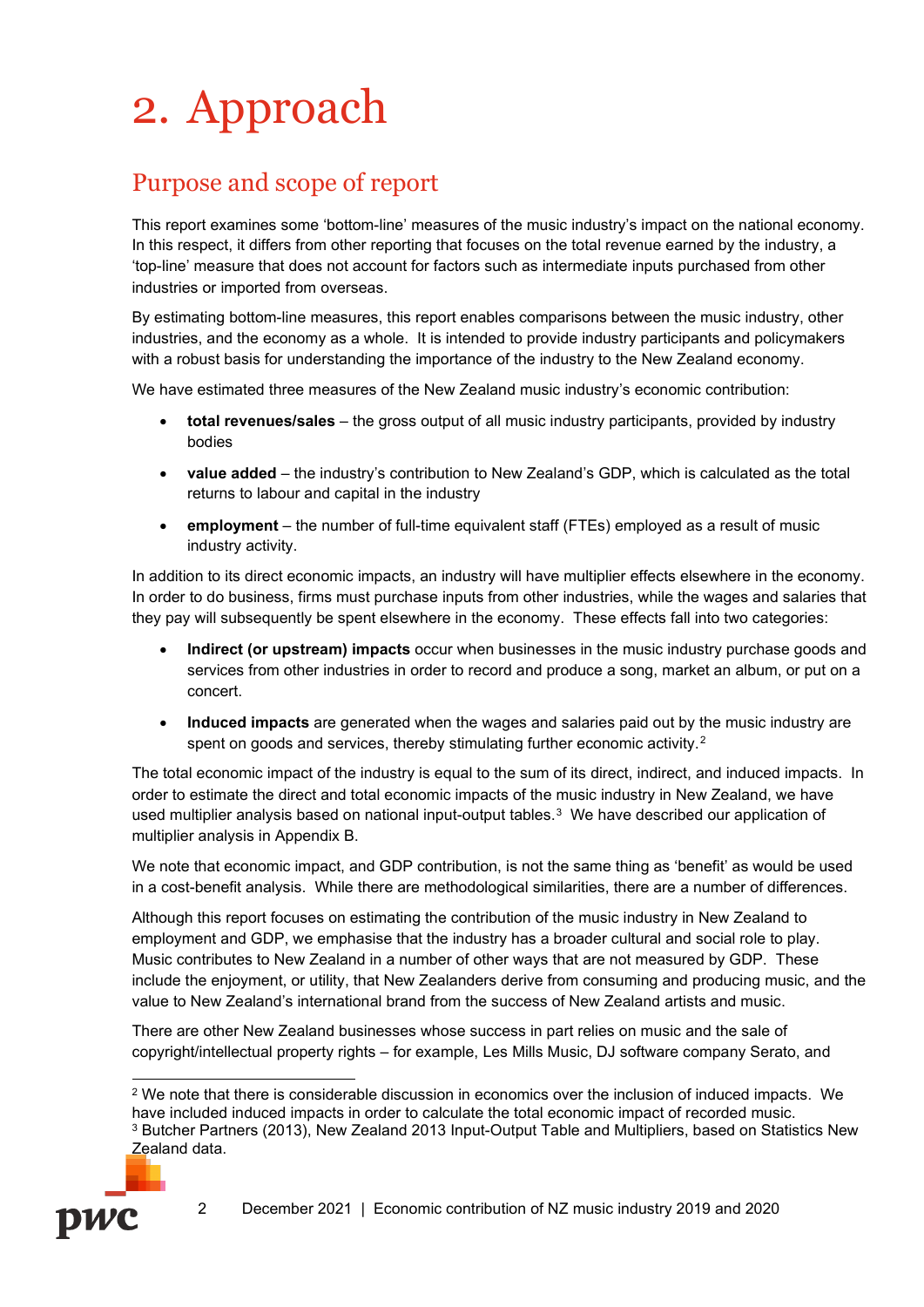# 2. Approach

## Purpose and scope of report

This report examines some 'bottom-line' measures of the music industry's impact on the national economy. In this respect, it differs from other reporting that focuses on the total revenue earned by the industry, a 'top-line' measure that does not account for factors such as intermediate inputs purchased from other industries or imported from overseas.

By estimating bottom-line measures, this report enables comparisons between the music industry, other industries, and the economy as a whole. It is intended to provide industry participants and policymakers with a robust basis for understanding the importance of the industry to the New Zealand economy.

We have estimated three measures of the New Zealand music industry's economic contribution:

- **total revenues/sales** – the gross output of all music industry participants, provided by industry bodies
- **value added** – the industry's contribution to New Zealand's GDP, which is calculated as the total returns to labour and capital in the industry
- **employment** – the number of full-time equivalent staff (FTEs) employed as a result of music industry activity.

In addition to its direct economic impacts, an industry will have multiplier effects elsewhere in the economy. In order to do business, firms must purchase inputs from other industries, while the wages and salaries that they pay will subsequently be spent elsewhere in the economy. These effects fall into two categories:

- **Indirect (or upstream) impacts** occur when businesses in the music industry purchase goods and services from other industries in order to record and produce a song, market an album, or put on a concert.
- **Induced impacts** are generated when the wages and salaries paid out by the music industry are spent on goods and services, thereby stimulating further economic activity.[2]

The total economic impact of the industry is equal to the sum of its direct, indirect, and induced impacts. In order to estimate the direct and total economic impacts of the music industry in New Zealand, we have used multiplier analysis based on national input-output tables.[3] We have described our application of multiplier analysis in Appendix B.

We note that economic impact, and GDP contribution, is not the same thing as 'benefit' as would be used in a cost-benefit analysis. While there are methodological similarities, there are a number of differences.

Although this report focuses on estimating the contribution of the music industry in New Zealand to employment and GDP, we emphasise that the industry has a broader cultural and social role to play. Music contributes to New Zealand in a number of other ways that are not measured by GDP. These include the enjoyment, or utility, that New Zealanders derive from consuming and producing music, and the value to New Zealand's international brand from the success of New Zealand artists and music.

There are other New Zealand businesses whose success in part relies on music and the sale of copyright/intellectual property rights – for example, Les Mills Music, DJ software company Serato, and

---

[2] We note that there is considerable discussion in economics over the inclusion of induced impacts. We have included induced impacts in order to calculate the total economic impact of recorded music.

[3] Butcher Partners (2013), New Zealand 2013 Input-Output Table and Multipliers, based on Statistics New Zealand data.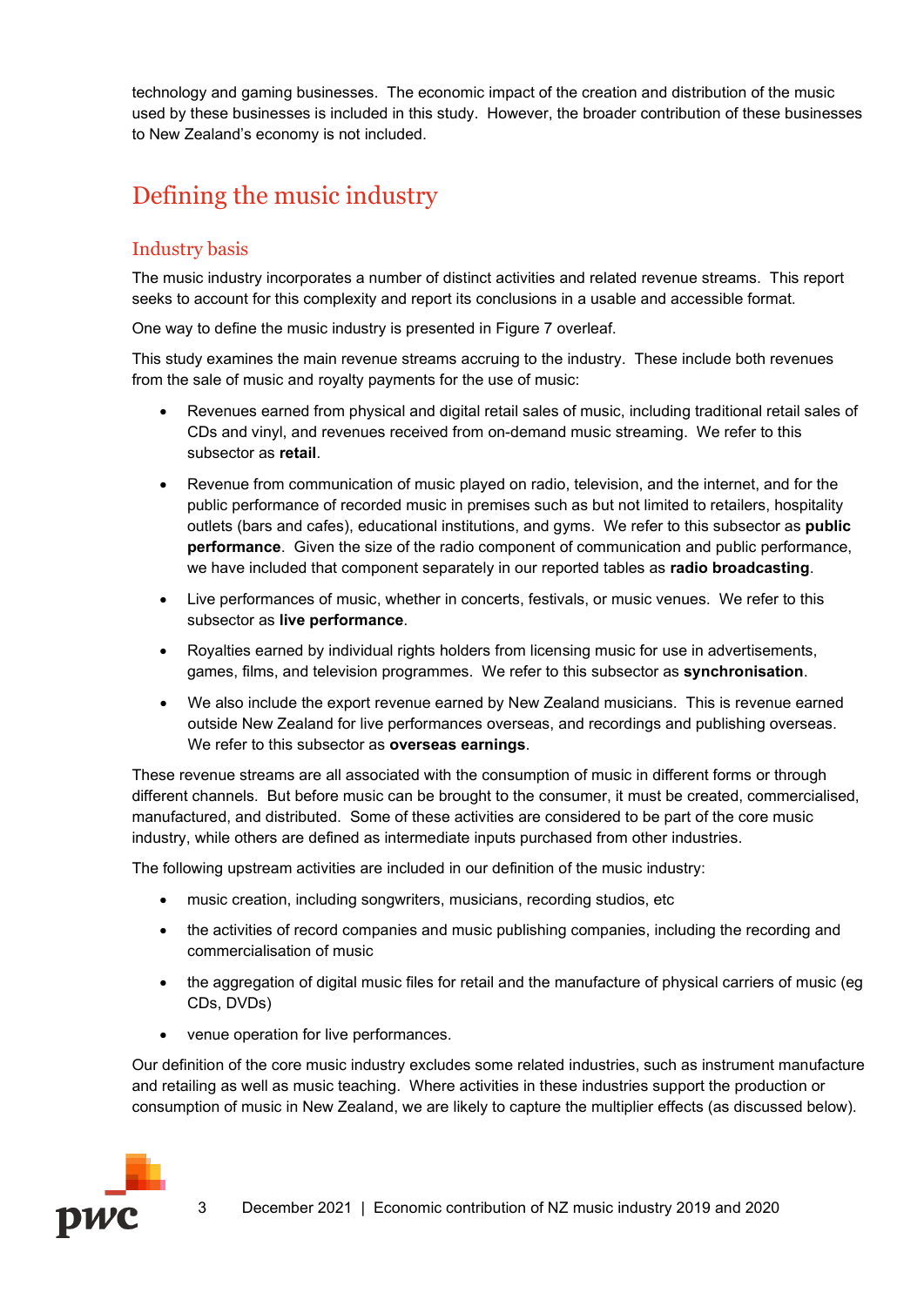technology and gaming businesses. The economic impact of the creation and distribution of the music used by these businesses is included in this study. However, the broader contribution of these businesses to New Zealand's economy is not included.

# Defining the music industry

## Industry basis

The music industry incorporates a number of distinct activities and related revenue streams. This report seeks to account for this complexity and report its conclusions in a usable and accessible format.

One way to define the music industry is presented in Figure 7 overleaf.

This study examines the main revenue streams accruing to the industry. These include both revenues from the sale of music and royalty payments for the use of music:

- Revenues earned from physical and digital retail sales of music, including traditional retail sales of CDs and vinyl, and revenues received from on-demand music streaming. We refer to this subsector as **retail**.
- Revenue from communication of music played on radio, television, and the internet, and for the public performance of recorded music in premises such as but not limited to retailers, hospitality outlets (bars and cafes), educational institutions, and gyms. We refer to this subsector as **public performance**. Given the size of the radio component of communication and public performance, we have included that component separately in our reported tables as **radio broadcasting**.
- Live performances of music, whether in concerts, festivals, or music venues. We refer to this subsector as **live performance**.
- Royalties earned by individual rights holders from licensing music for use in advertisements, games, films, and television programmes. We refer to this subsector as **synchronisation**.
- We also include the export revenue earned by New Zealand musicians. This is revenue earned outside New Zealand for live performances overseas, and recordings and publishing overseas. We refer to this subsector as **overseas earnings**.

These revenue streams are all associated with the consumption of music in different forms or through different channels. But before music can be brought to the consumer, it must be created, commercialised, manufactured, and distributed. Some of these activities are considered to be part of the core music industry, while others are defined as intermediate inputs purchased from other industries.

The following upstream activities are included in our definition of the music industry:

- music creation, including songwriters, musicians, recording studios, etc
- the activities of record companies and music publishing companies, including the recording and commercialisation of music
- the aggregation of digital music files for retail and the manufacture of physical carriers of music (eg CDs, DVDs)
- venue operation for live performances.

Our definition of the core music industry excludes some related industries, such as instrument manufacture and retailing as well as music teaching. Where activities in these industries support the production or consumption of music in New Zealand, we are likely to capture the multiplier effects (as discussed below).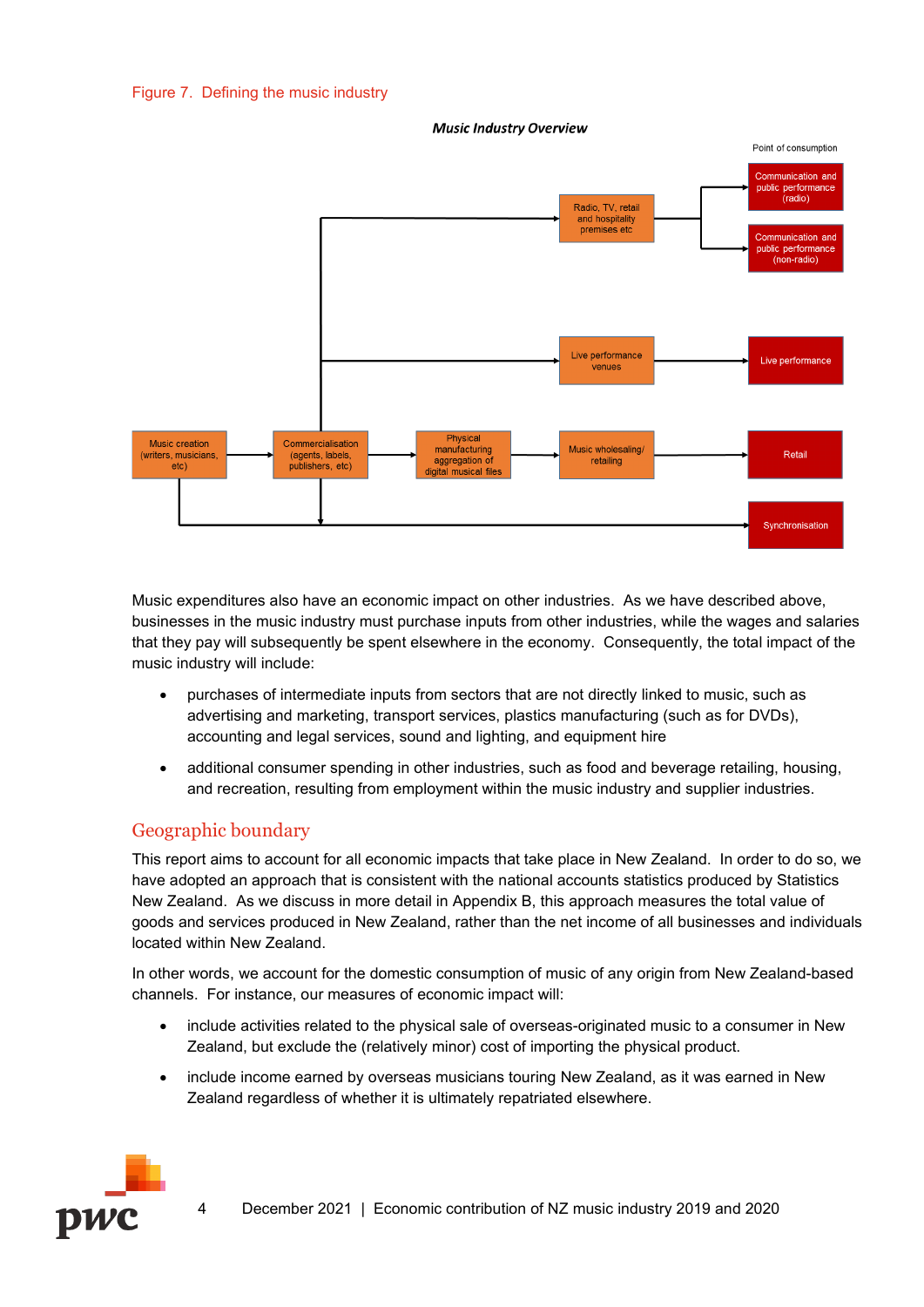Figure 7. Defining the music industry

*Music Industry Overview*

Point of consumption

Music creation (writers, musicians, etc)

Commercialisation (agents, labels, publishers, etc)

Physical manufacturing aggregation of digital musical files

Radio, TV, retail and hospitality premises etc

Live performance venues

Music wholesaling/ retailing

Communication and public performance (radio)

Communication and public performance (non-radio)

Live performance

Retail

Synchronisation

Music expenditures also have an economic impact on other industries. As we have described above, businesses in the music industry must purchase inputs from other industries, while the wages and salaries that they pay will subsequently be spent elsewhere in the economy. Consequently, the total impact of the music industry will include:

- purchases of intermediate inputs from sectors that are not directly linked to music, such as advertising and marketing, transport services, plastics manufacturing (such as for DVDs), accounting and legal services, sound and lighting, and equipment hire
- additional consumer spending in other industries, such as food and beverage retailing, housing, and recreation, resulting from employment within the music industry and supplier industries.

## Geographic boundary

This report aims to account for all economic impacts that take place in New Zealand. In order to do so, we have adopted an approach that is consistent with the national accounts statistics produced by Statistics New Zealand. As we discuss in more detail in Appendix B, this approach measures the total value of goods and services produced in New Zealand, rather than the net income of all businesses and individuals located within New Zealand.

In other words, we account for the domestic consumption of music of any origin from New Zealand-based channels. For instance, our measures of economic impact will:

- include activities related to the physical sale of overseas-originated music to a consumer in New Zealand, but exclude the (relatively minor) cost of importing the physical product.
- include income earned by overseas musicians touring New Zealand, as it was earned in New Zealand regardless of whether it is ultimately repatriated elsewhere.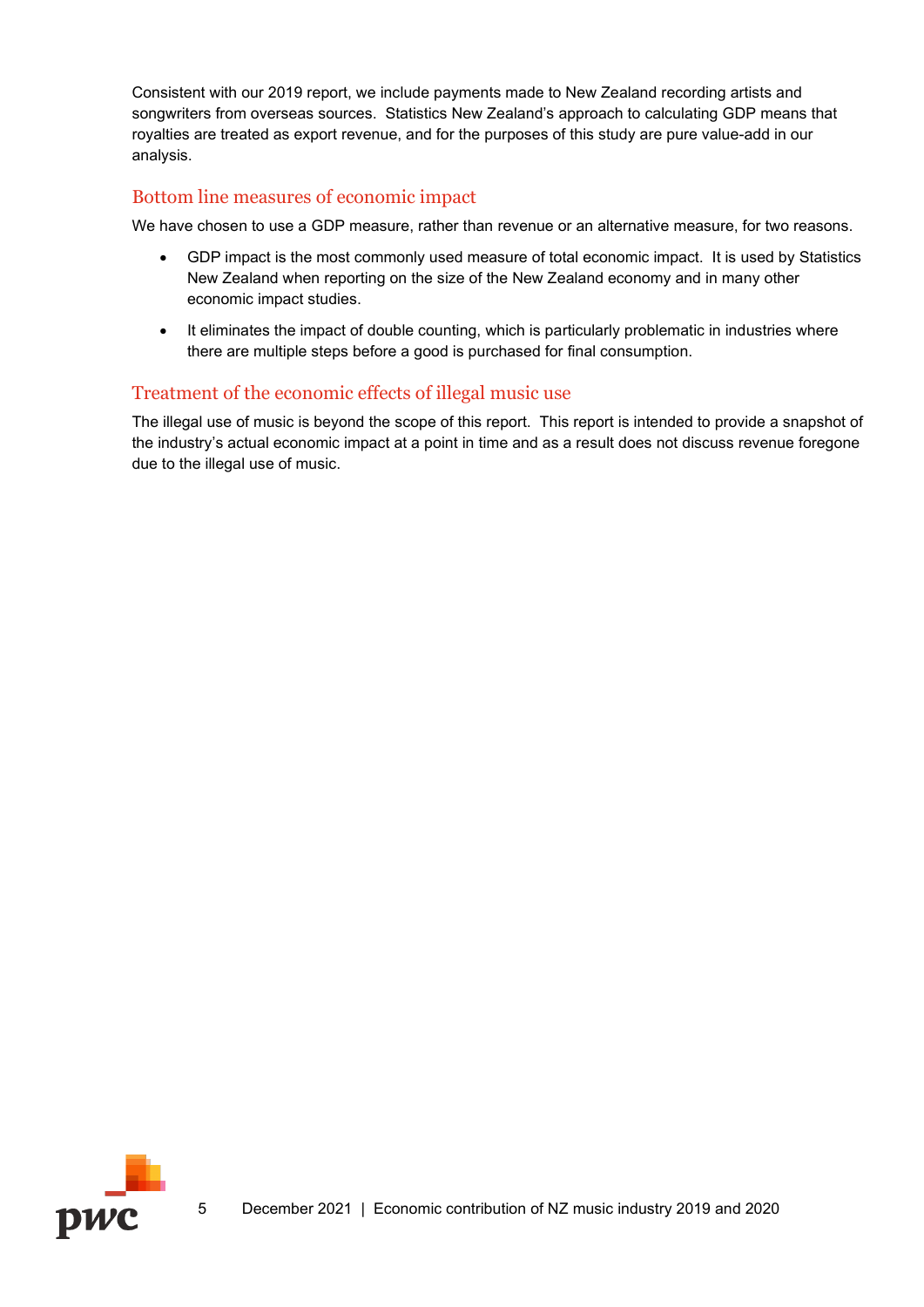Consistent with our 2019 report, we include payments made to New Zealand recording artists and songwriters from overseas sources. Statistics New Zealand's approach to calculating GDP means that royalties are treated as export revenue, and for the purposes of this study are pure value-add in our analysis.

## Bottom line measures of economic impact

We have chosen to use a GDP measure, rather than revenue or an alternative measure, for two reasons.

- GDP impact is the most commonly used measure of total economic impact. It is used by Statistics New Zealand when reporting on the size of the New Zealand economy and in many other economic impact studies.
- It eliminates the impact of double counting, which is particularly problematic in industries where there are multiple steps before a good is purchased for final consumption.

## Treatment of the economic effects of illegal music use

The illegal use of music is beyond the scope of this report. This report is intended to provide a snapshot of the industry's actual economic impact at a point in time and as a result does not discuss revenue foregone due to the illegal use of music.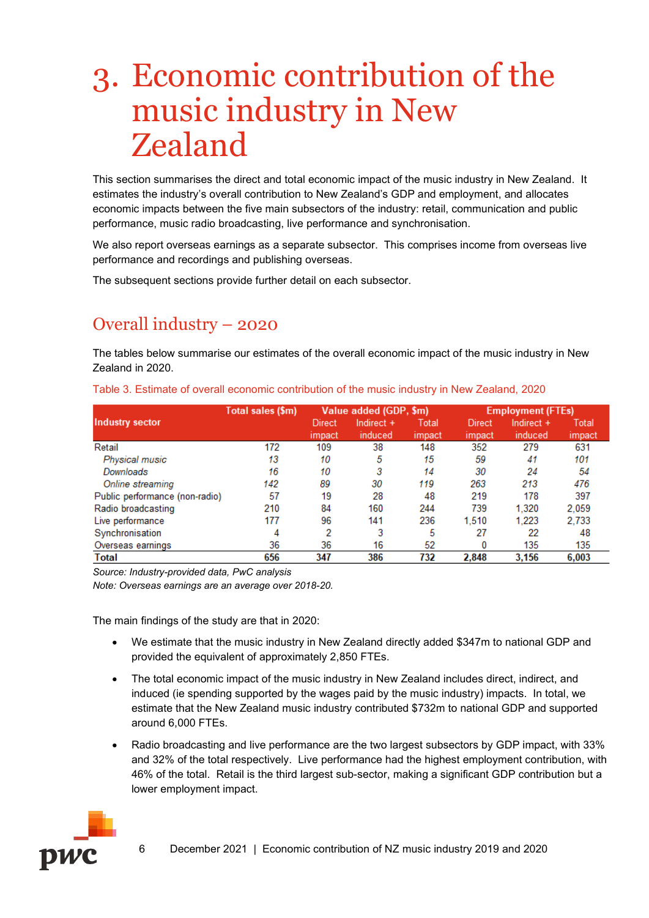# 3. Economic contribution of the music industry in New Zealand

This section summarises the direct and total economic impact of the music industry in New Zealand. It estimates the industry's overall contribution to New Zealand's GDP and employment, and allocates economic impacts between the five main subsectors of the industry: retail, communication and public performance, music radio broadcasting, live performance and synchronisation.

We also report overseas earnings as a separate subsector. This comprises income from overseas live performance and recordings and publishing overseas.

The subsequent sections provide further detail on each subsector.

## Overall industry – 2020

The tables below summarise our estimates of the overall economic impact of the music industry in New Zealand in 2020.

Table 3. Estimate of overall economic contribution of the music industry in New Zealand, 2020

| Industry sector | Total sales ($m) | Value added (GDP, $m) | | | Employment (FTEs) | | |
|---|---|---|---|---|---|---|---|
| | | Direct impact | Indirect + induced | Total impact | Direct impact | Indirect + induced | Total impact |
| Retail | 172 | 109 | 38 | 148 | 352 | 279 | 631 |
| *Physical music* | *13* | *10* | *5* | *15* | *59* | *41* | *101* |
| *Downloads* | *16* | *10* | *3* | *14* | *30* | *24* | *54* |
| *Online streaming* | *142* | *89* | *30* | *119* | *263* | *213* | *476* |
| Public performance (non-radio) | 57 | 19 | 28 | 48 | 219 | 178 | 397 |
| Radio broadcasting | 210 | 84 | 160 | 244 | 739 | 1,320 | 2,059 |
| Live performance | 177 | 96 | 141 | 236 | 1,510 | 1,223 | 2,733 |
| Synchronisation | 4 | 2 | 3 | 5 | 27 | 22 | 48 |
| Overseas earnings | 36 | 36 | 16 | 52 | 0 | 135 | 135 |
| **Total** | **656** | **347** | **386** | **732** | **2,848** | **3,156** | **6,003** |

*Source: Industry-provided data, PwC analysis*

*Note: Overseas earnings are an average over 2018-20.*

The main findings of the study are that in 2020:

- We estimate that the music industry in New Zealand directly added $347m to national GDP and provided the equivalent of approximately 2,850 FTEs.
- The total economic impact of the music industry in New Zealand includes direct, indirect, and induced (ie spending supported by the wages paid by the music industry) impacts. In total, we estimate that the New Zealand music industry contributed $732m to national GDP and supported around 6,000 FTEs.
- Radio broadcasting and live performance are the two largest subsectors by GDP impact, with 33% and 32% of the total respectively. Live performance had the highest employment contribution, with 46% of the total. Retail is the third largest sub-sector, making a significant GDP contribution but a lower employment impact.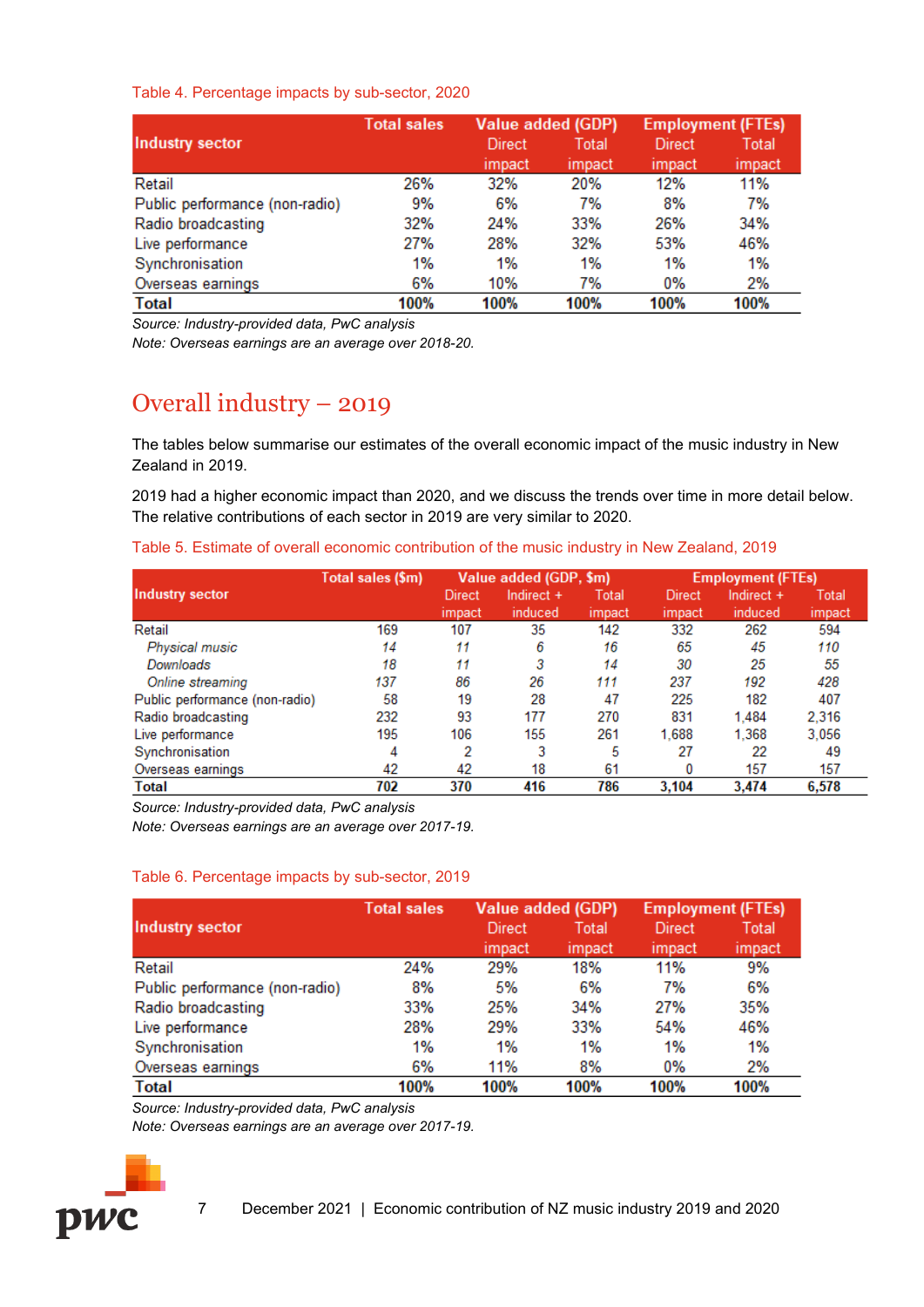Table 4. Percentage impacts by sub-sector, 2020

| Industry sector | Total sales | Value added (GDP) | | Employment (FTEs) | |
|---|---|---|---|---|---|
| | | Direct impact | Total impact | Direct impact | Total impact |
| Retail | 26% | 32% | 20% | 12% | 11% |
| Public performance (non-radio) | 9% | 6% | 7% | 8% | 7% |
| Radio broadcasting | 32% | 24% | 33% | 26% | 34% |
| Live performance | 27% | 28% | 32% | 53% | 46% |
| Synchronisation | 1% | 1% | 1% | 1% | 1% |
| Overseas earnings | 6% | 10% | 7% | 0% | 2% |
| **Total** | **100%** | **100%** | **100%** | **100%** | **100%** |

*Source: Industry-provided data, PwC analysis*

*Note: Overseas earnings are an average over 2018-20.*

## Overall industry – 2019

The tables below summarise our estimates of the overall economic impact of the music industry in New Zealand in 2019.

2019 had a higher economic impact than 2020, and we discuss the trends over time in more detail below. The relative contributions of each sector in 2019 are very similar to 2020.

Table 5. Estimate of overall economic contribution of the music industry in New Zealand, 2019

| Industry sector | Total sales ($m) | Value added (GDP, $m) | | | Employment (FTEs) | | |
|---|---|---|---|---|---|---|---|
| | | Direct impact | Indirect + induced | Total impact | Direct impact | Indirect + induced | Total impact |
| Retail | 169 | 107 | 35 | 142 | 332 | 262 | 594 |
| *Physical music* | *14* | *11* | *6* | *16* | *65* | *45* | *110* |
| *Downloads* | *18* | *11* | *3* | *14* | *30* | *25* | *55* |
| *Online streaming* | *137* | *86* | *26* | *111* | *237* | *192* | *428* |
| Public performance (non-radio) | 58 | 19 | 28 | 47 | 225 | 182 | 407 |
| Radio broadcasting | 232 | 93 | 177 | 270 | 831 | 1,484 | 2,316 |
| Live performance | 195 | 106 | 155 | 261 | 1,688 | 1,368 | 3,056 |
| Synchronisation | 4 | 2 | 3 | 5 | 27 | 22 | 49 |
| Overseas earnings | 42 | 42 | 18 | 61 | 0 | 157 | 157 |
| **Total** | **702** | **370** | **416** | **786** | **3,104** | **3,474** | **6,578** |

*Source: Industry-provided data, PwC analysis*

*Note: Overseas earnings are an average over 2017-19.*

Table 6. Percentage impacts by sub-sector, 2019

| Industry sector | Total sales | Value added (GDP) | | Employment (FTEs) | |
|---|---|---|---|---|---|
| | | Direct impact | Total impact | Direct impact | Total impact |
| Retail | 24% | 29% | 18% | 11% | 9% |
| Public performance (non-radio) | 8% | 5% | 6% | 7% | 6% |
| Radio broadcasting | 33% | 25% | 34% | 27% | 35% |
| Live performance | 28% | 29% | 33% | 54% | 46% |
| Synchronisation | 1% | 1% | 1% | 1% | 1% |
| Overseas earnings | 6% | 11% | 8% | 0% | 2% |
| **Total** | **100%** | **100%** | **100%** | **100%** | **100%** |

*Source: Industry-provided data, PwC analysis*

*Note: Overseas earnings are an average over 2017-19.*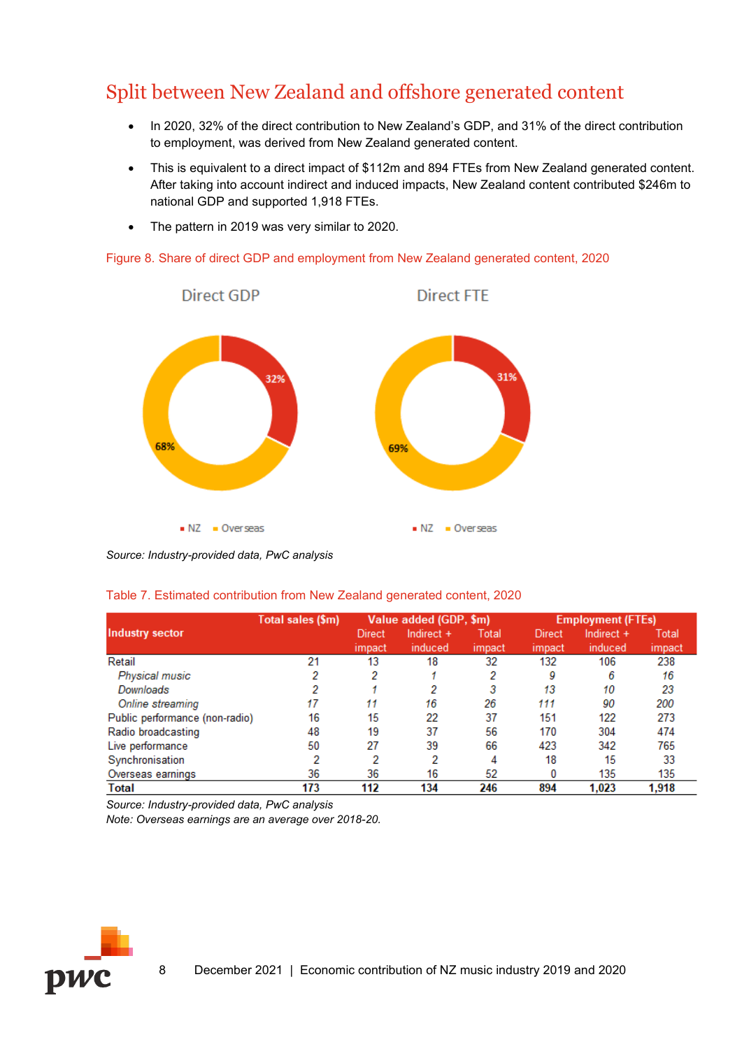## Split between New Zealand and offshore generated content

- In 2020, 32% of the direct contribution to New Zealand's GDP, and 31% of the direct contribution to employment, was derived from New Zealand generated content.
- This is equivalent to a direct impact of $112m and 894 FTEs from New Zealand generated content. After taking into account indirect and induced impacts, New Zealand content contributed $246m to national GDP and supported 1,918 FTEs.
- The pattern in 2019 was very similar to 2020.

Figure 8. Share of direct GDP and employment from New Zealand generated content, 2020

Direct GDP: NZ 32%, Overseas 68%

Direct FTE: NZ 31%, Overseas 69%

*Source: Industry-provided data, PwC analysis*

Table 7. Estimated contribution from New Zealand generated content, 2020

| Industry sector | Total sales ($m) | Value added (GDP, $m) | | | Employment (FTEs) | | |
|---|---|---|---|---|---|---|---|
| | | Direct impact | Indirect + induced | Total impact | Direct impact | Indirect + induced | Total impact |
| Retail | 21 | 13 | 18 | 32 | 132 | 106 | 238 |
| *Physical music* | *2* | *2* | *1* | *2* | *9* | *6* | *16* |
| *Downloads* | *2* | *1* | *2* | *3* | *13* | *10* | *23* |
| *Online streaming* | *17* | *11* | *16* | *26* | *111* | *90* | *200* |
| Public performance (non-radio) | 16 | 15 | 22 | 37 | 151 | 122 | 273 |
| Radio broadcasting | 48 | 19 | 37 | 56 | 170 | 304 | 474 |
| Live performance | 50 | 27 | 39 | 66 | 423 | 342 | 765 |
| Synchronisation | 2 | 2 | 2 | 4 | 18 | 15 | 33 |
| Overseas earnings | 36 | 36 | 16 | 52 | 0 | 135 | 135 |
| **Total** | **173** | **112** | **134** | **246** | **894** | **1,023** | **1,918** |

*Source: Industry-provided data, PwC analysis*
*Note: Overseas earnings are an average over 2018-20.*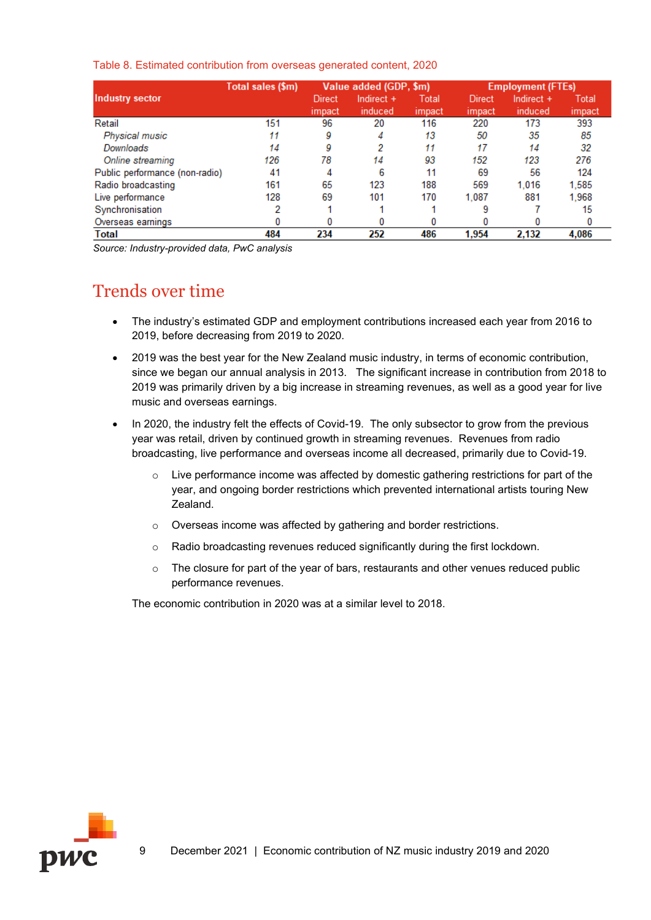Table 8. Estimated contribution from overseas generated content, 2020

| Industry sector | Total sales ($m) | Value added (GDP, $m) | | | Employment (FTEs) | | |
|---|---|---|---|---|---|---|---|
| | | Direct impact | Indirect + induced | Total impact | Direct impact | Indirect + induced | Total impact |
| Retail | 151 | 96 | 20 | 116 | 220 | 173 | 393 |
| *Physical music* | *11* | *9* | *4* | *13* | *50* | *35* | *85* |
| *Downloads* | *14* | *9* | *2* | *11* | *17* | *14* | *32* |
| *Online streaming* | *126* | *78* | *14* | *93* | *152* | *123* | *276* |
| Public performance (non-radio) | 41 | 4 | 6 | 11 | 69 | 56 | 124 |
| Radio broadcasting | 161 | 65 | 123 | 188 | 569 | 1,016 | 1,585 |
| Live performance | 128 | 69 | 101 | 170 | 1,087 | 881 | 1,968 |
| Synchronisation | 2 | 1 | 1 | 1 | 9 | 7 | 15 |
| Overseas earnings | 0 | 0 | 0 | 0 | 0 | 0 | 0 |
| **Total** | **484** | **234** | **252** | **486** | **1,954** | **2,132** | **4,086** |

*Source: Industry-provided data, PwC analysis*

## Trends over time

- The industry's estimated GDP and employment contributions increased each year from 2016 to 2019, before decreasing from 2019 to 2020.
- 2019 was the best year for the New Zealand music industry, in terms of economic contribution, since we began our annual analysis in 2013. The significant increase in contribution from 2018 to 2019 was primarily driven by a big increase in streaming revenues, as well as a good year for live music and overseas earnings.
- In 2020, the industry felt the effects of Covid-19. The only subsector to grow from the previous year was retail, driven by continued growth in streaming revenues. Revenues from radio broadcasting, live performance and overseas income all decreased, primarily due to Covid-19.
  - Live performance income was affected by domestic gathering restrictions for part of the year, and ongoing border restrictions which prevented international artists touring New Zealand.
  - Overseas income was affected by gathering and border restrictions.
  - Radio broadcasting revenues reduced significantly during the first lockdown.
  - The closure for part of the year of bars, restaurants and other venues reduced public performance revenues.

The economic contribution in 2020 was at a similar level to 2018.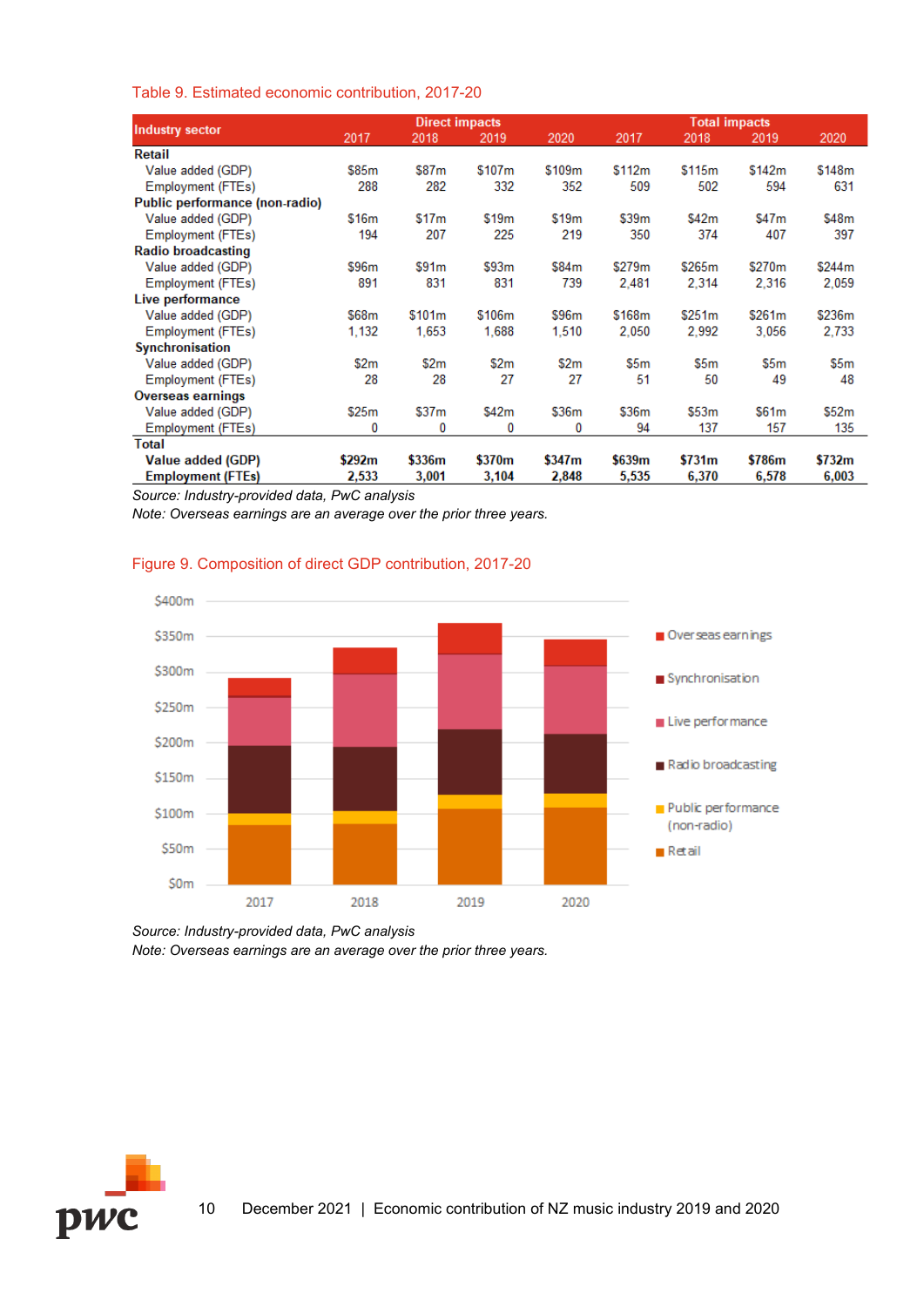Table 9. Estimated economic contribution, 2017-20

| Industry sector | Direct impacts | | | | Total impacts | | | |
|---|---|---|---|---|---|---|---|---|
| | 2017 | 2018 | 2019 | 2020 | 2017 | 2018 | 2019 | 2020 |
| **Retail** | | | | | | | | |
| Value added (GDP) | $85m | $87m | $107m | $109m | $112m | $115m | $142m | $148m |
| Employment (FTEs) | 288 | 282 | 332 | 352 | 509 | 502 | 594 | 631 |
| **Public performance (non-radio)** | | | | | | | | |
| Value added (GDP) | $16m | $17m | $19m | $19m | $39m | $42m | $47m | $48m |
| Employment (FTEs) | 194 | 207 | 225 | 219 | 350 | 374 | 407 | 397 |
| **Radio broadcasting** | | | | | | | | |
| Value added (GDP) | $96m | $91m | $93m | $84m | $279m | $265m | $270m | $244m |
| Employment (FTEs) | 891 | 831 | 831 | 739 | 2,481 | 2,314 | 2,316 | 2,059 |
| **Live performance** | | | | | | | | |
| Value added (GDP) | $68m | $101m | $106m | $96m | $168m | $251m | $261m | $236m |
| Employment (FTEs) | 1,132 | 1,653 | 1,688 | 1,510 | 2,050 | 2,992 | 3,056 | 2,733 |
| **Synchronisation** | | | | | | | | |
| Value added (GDP) | $2m | $2m | $2m | $2m | $5m | $5m | $5m | $5m |
| Employment (FTEs) | 28 | 28 | 27 | 27 | 51 | 50 | 49 | 48 |
| **Overseas earnings** | | | | | | | | |
| Value added (GDP) | $25m | $37m | $42m | $36m | $36m | $53m | $61m | $52m |
| Employment (FTEs) | 0 | 0 | 0 | 0 | 94 | 137 | 157 | 135 |
| **Total** | | | | | | | | |
| **Value added (GDP)** | **$292m** | **$336m** | **$370m** | **$347m** | **$639m** | **$731m** | **$786m** | **$732m** |
| **Employment (FTEs)** | **2,533** | **3,001** | **3,104** | **2,848** | **5,535** | **6,370** | **6,578** | **6,003** |

*Source: Industry-provided data, PwC analysis*

*Note: Overseas earnings are an average over the prior three years.*

Figure 9. Composition of direct GDP contribution, 2017-20

*Source: Industry-provided data, PwC analysis*

*Note: Overseas earnings are an average over the prior three years.*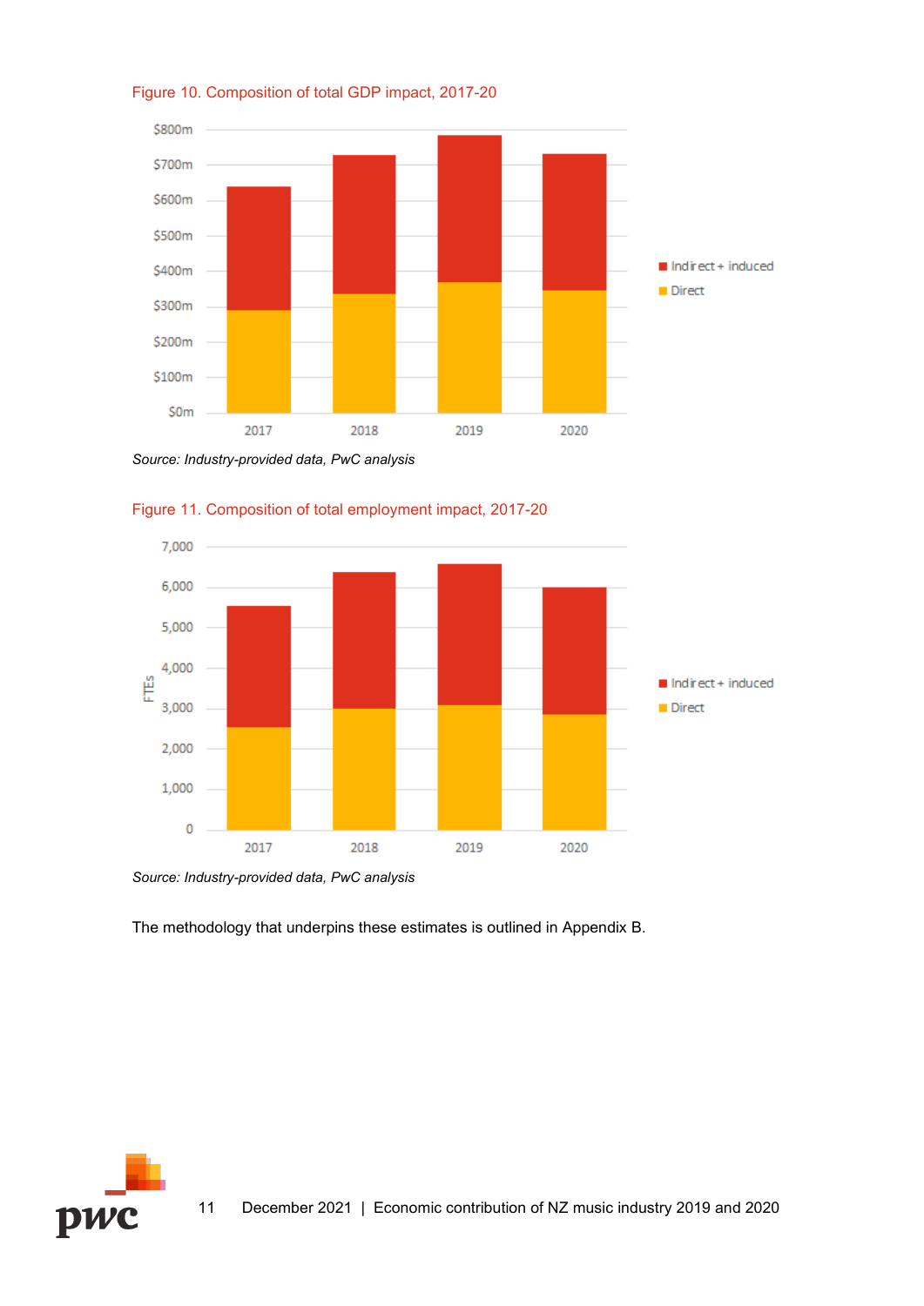Figure 10. Composition of total GDP impact, 2017-20

*Source: Industry-provided data, PwC analysis*

Figure 11. Composition of total employment impact, 2017-20

*Source: Industry-provided data, PwC analysis*

The methodology that underpins these estimates is outlined in Appendix B.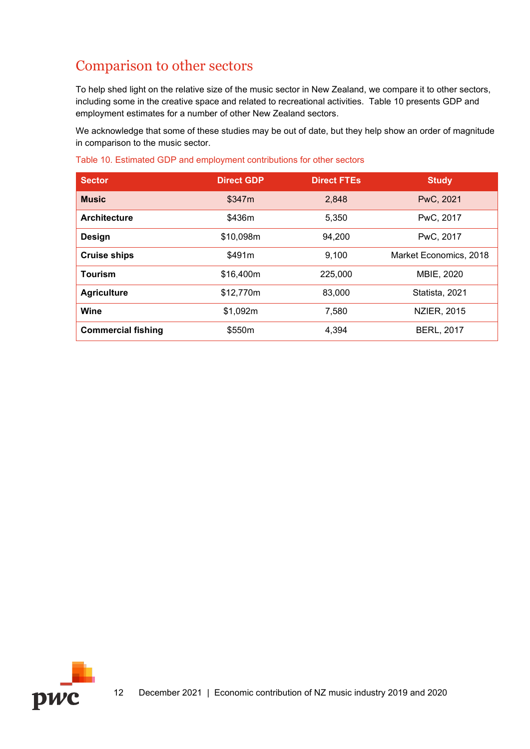## Comparison to other sectors

To help shed light on the relative size of the music sector in New Zealand, we compare it to other sectors, including some in the creative space and related to recreational activities. Table 10 presents GDP and employment estimates for a number of other New Zealand sectors.

We acknowledge that some of these studies may be out of date, but they help show an order of magnitude in comparison to the music sector.

Table 10. Estimated GDP and employment contributions for other sectors

| Sector | Direct GDP | Direct FTEs | Study |
|---|---|---|---|
| **Music** | $347m | 2,848 | PwC, 2021 |
| **Architecture** | $436m | 5,350 | PwC, 2017 |
| **Design** | $10,098m | 94,200 | PwC, 2017 |
| **Cruise ships** | $491m | 9,100 | Market Economics, 2018 |
| **Tourism** | $16,400m | 225,000 | MBIE, 2020 |
| **Agriculture** | $12,770m | 83,000 | Statista, 2021 |
| **Wine** | $1,092m | 7,580 | NZIER, 2015 |
| **Commercial fishing** | $550m | 4,394 | BERL, 2017 |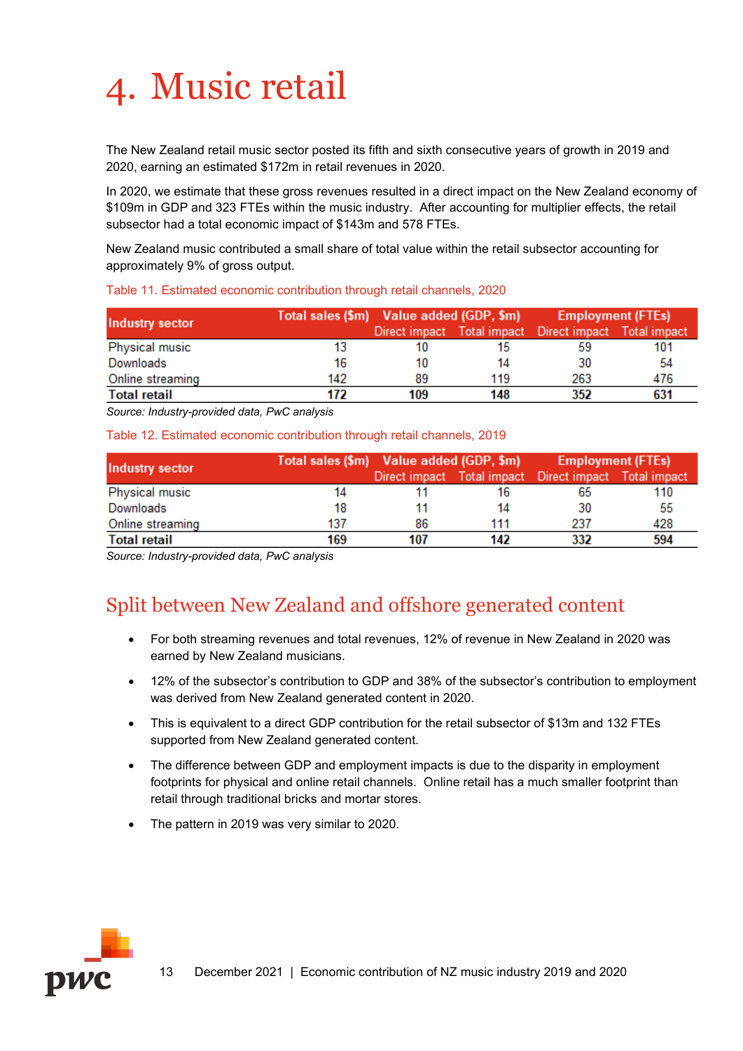# 4. Music retail

The New Zealand retail music sector posted its fifth and sixth consecutive years of growth in 2019 and 2020, earning an estimated $172m in retail revenues in 2020.

In 2020, we estimate that these gross revenues resulted in a direct impact on the New Zealand economy of $109m in GDP and 323 FTEs within the music industry. After accounting for multiplier effects, the retail subsector had a total economic impact of $143m and 578 FTEs.

New Zealand music contributed a small share of total value within the retail subsector accounting for approximately 9% of gross output.

Table 11. Estimated economic contribution through retail channels, 2020

| Industry sector | Total sales ($m) | Value added (GDP, $m) | | Employment (FTEs) | |
|---|---|---|---|---|---|
| | | Direct impact | Total impact | Direct impact | Total impact |
| Physical music | 13 | 10 | 15 | 59 | 101 |
| Downloads | 16 | 10 | 14 | 30 | 54 |
| Online streaming | 142 | 89 | 119 | 263 | 476 |
| **Total retail** | **172** | **109** | **148** | **352** | **631** |

*Source: Industry-provided data, PwC analysis*

Table 12. Estimated economic contribution through retail channels, 2019

| Industry sector | Total sales ($m) | Value added (GDP, $m) | | Employment (FTEs) | |
|---|---|---|---|---|---|
| | | Direct impact | Total impact | Direct impact | Total impact |
| Physical music | 14 | 11 | 16 | 65 | 110 |
| Downloads | 18 | 11 | 14 | 30 | 55 |
| Online streaming | 137 | 86 | 111 | 237 | 428 |
| **Total retail** | **169** | **107** | **142** | **332** | **594** |

*Source: Industry-provided data, PwC analysis*

## Split between New Zealand and offshore generated content

- For both streaming revenues and total revenues, 12% of revenue in New Zealand in 2020 was earned by New Zealand musicians.
- 12% of the subsector's contribution to GDP and 38% of the subsector's contribution to employment was derived from New Zealand generated content in 2020.
- This is equivalent to a direct GDP contribution for the retail subsector of $13m and 132 FTEs supported from New Zealand generated content.
- The difference between GDP and employment impacts is due to the disparity in employment footprints for physical and online retail channels. Online retail has a much smaller footprint than retail through traditional bricks and mortar stores.
- The pattern in 2019 was very similar to 2020.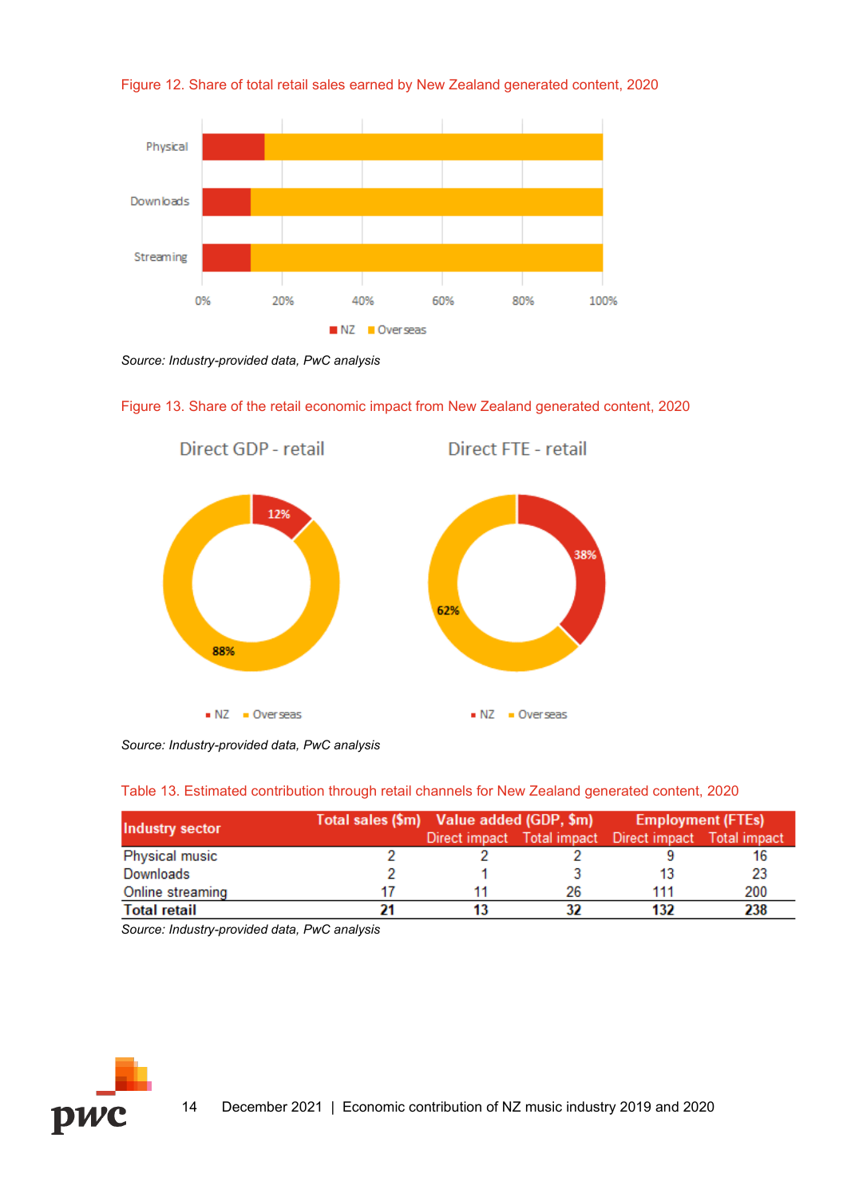Figure 12. Share of total retail sales earned by New Zealand generated content, 2020

Source: Industry-provided data, PwC analysis

Figure 13. Share of the retail economic impact from New Zealand generated content, 2020

Source: Industry-provided data, PwC analysis

Table 13. Estimated contribution through retail channels for New Zealand generated content, 2020

| Industry sector | Total sales ($m) | Value added (GDP, $m) | | Employment (FTEs) | |
|---|---|---|---|---|---|
| | | Direct impact | Total impact | Direct impact | Total impact |
| Physical music | 2 | 2 | 2 | 9 | 16 |
| Downloads | 2 | 1 | 3 | 13 | 23 |
| Online streaming | 17 | 11 | 26 | 111 | 200 |
| **Total retail** | **21** | **13** | **32** | **132** | **238** |

Source: Industry-provided data, PwC analysis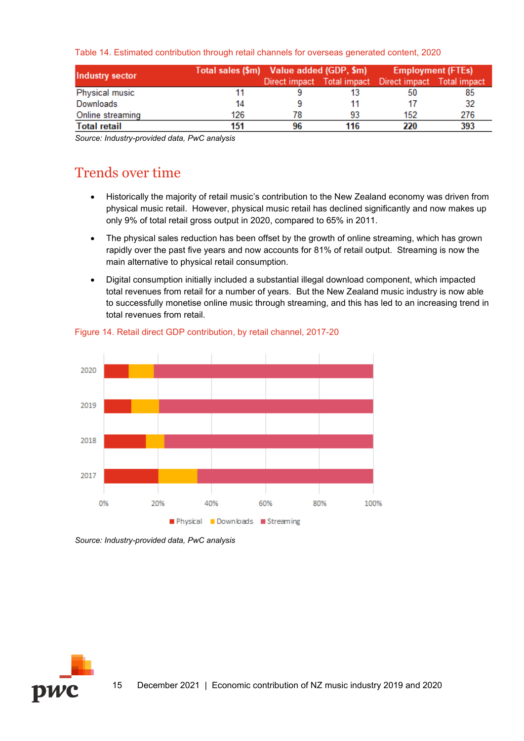Table 14. Estimated contribution through retail channels for overseas generated content, 2020

| Industry sector | Total sales ($m) | Value added (GDP, $m) | | Employment (FTEs) | |
|---|---|---|---|---|---|
| | | Direct impact | Total impact | Direct impact | Total impact |
| Physical music | 11 | 9 | 13 | 50 | 85 |
| Downloads | 14 | 9 | 11 | 17 | 32 |
| Online streaming | 126 | 78 | 93 | 152 | 276 |
| **Total retail** | **151** | **96** | **116** | **220** | **393** |

*Source: Industry-provided data, PwC analysis*

## Trends over time

- Historically the majority of retail music's contribution to the New Zealand economy was driven from physical music retail. However, physical music retail has declined significantly and now makes up only 9% of total retail gross output in 2020, compared to 65% in 2011.
- The physical sales reduction has been offset by the growth of online streaming, which has grown rapidly over the past five years and now accounts for 81% of retail output. Streaming is now the main alternative to physical retail consumption.
- Digital consumption initially included a substantial illegal download component, which impacted total revenues from retail for a number of years. But the New Zealand music industry is now able to successfully monetise online music through streaming, and this has led to an increasing trend in total revenues from retail.

Figure 14. Retail direct GDP contribution, by retail channel, 2017-20

*Source: Industry-provided data, PwC analysis*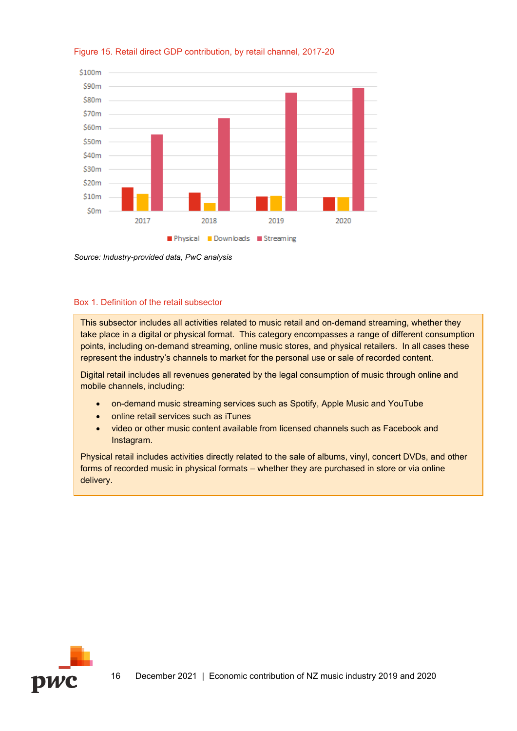Figure 15. Retail direct GDP contribution, by retail channel, 2017-20

Source: Industry-provided data, PwC analysis

Box 1. Definition of the retail subsector

This subsector includes all activities related to music retail and on-demand streaming, whether they take place in a digital or physical format. This category encompasses a range of different consumption points, including on-demand streaming, online music stores, and physical retailers. In all cases these represent the industry's channels to market for the personal use or sale of recorded content.

Digital retail includes all revenues generated by the legal consumption of music through online and mobile channels, including:

- on-demand music streaming services such as Spotify, Apple Music and YouTube
- online retail services such as iTunes
- video or other music content available from licensed channels such as Facebook and Instagram.

Physical retail includes activities directly related to the sale of albums, vinyl, concert DVDs, and other forms of recorded music in physical formats – whether they are purchased in store or via online delivery.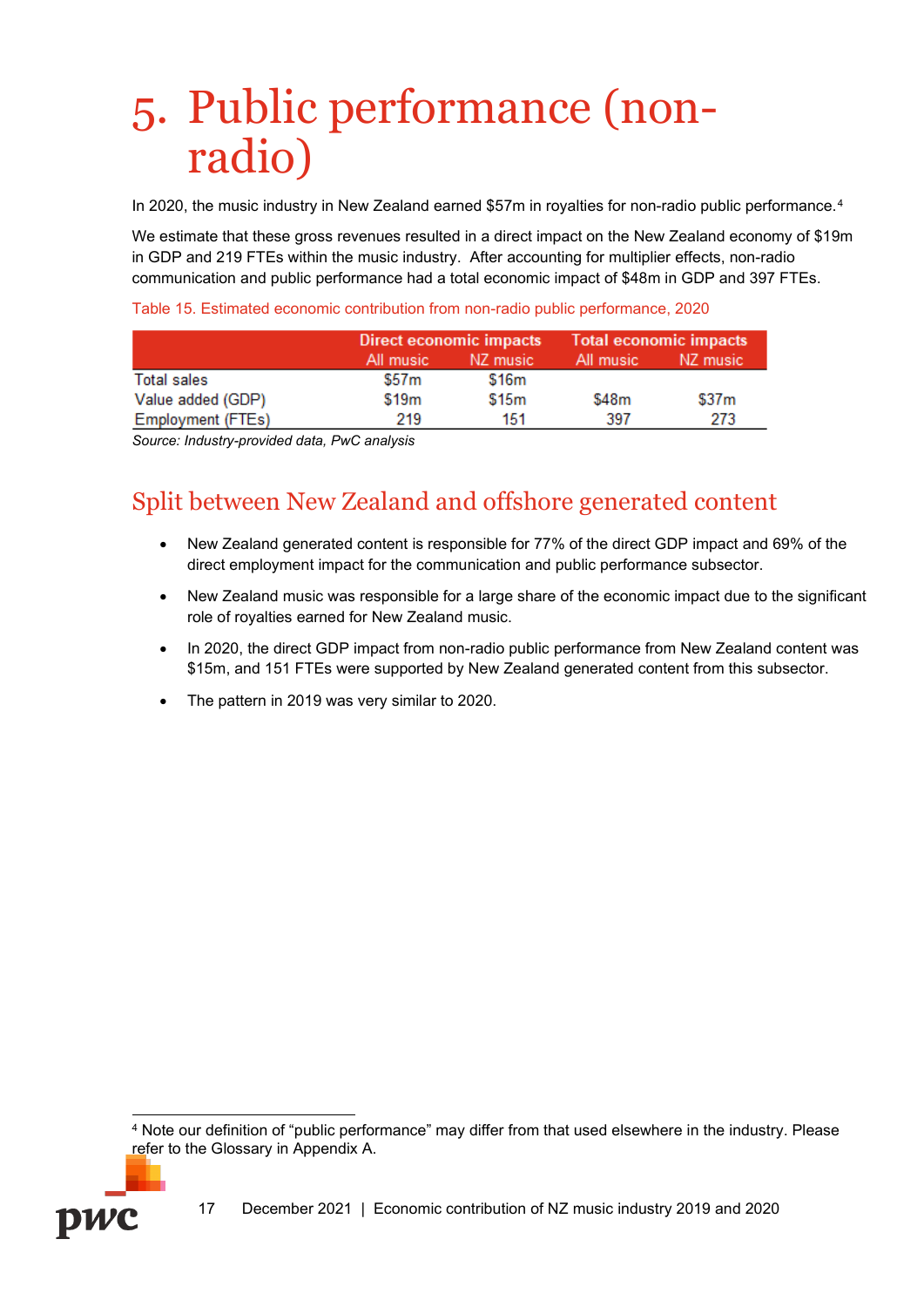# 5. Public performance (non-radio)

In 2020, the music industry in New Zealand earned $57m in royalties for non-radio public performance.[4]

We estimate that these gross revenues resulted in a direct impact on the New Zealand economy of $19m in GDP and 219 FTEs within the music industry. After accounting for multiplier effects, non-radio communication and public performance had a total economic impact of $48m in GDP and 397 FTEs.

Table 15. Estimated economic contribution from non-radio public performance, 2020

| | Direct economic impacts | | Total economic impacts | |
|---|---|---|---|---|
| | All music | NZ music | All music | NZ music |
| Total sales | $57m | $16m | | |
| Value added (GDP) | $19m | $15m | $48m | $37m |
| Employment (FTEs) | 219 | 151 | 397 | 273 |

*Source: Industry-provided data, PwC analysis*

## Split between New Zealand and offshore generated content

- New Zealand generated content is responsible for 77% of the direct GDP impact and 69% of the direct employment impact for the communication and public performance subsector.
- New Zealand music was responsible for a large share of the economic impact due to the significant role of royalties earned for New Zealand music.
- In 2020, the direct GDP impact from non-radio public performance from New Zealand content was $15m, and 151 FTEs were supported by New Zealand generated content from this subsector.
- The pattern in 2019 was very similar to 2020.

[4] Note our definition of "public performance" may differ from that used elsewhere in the industry. Please refer to the Glossary in Appendix A.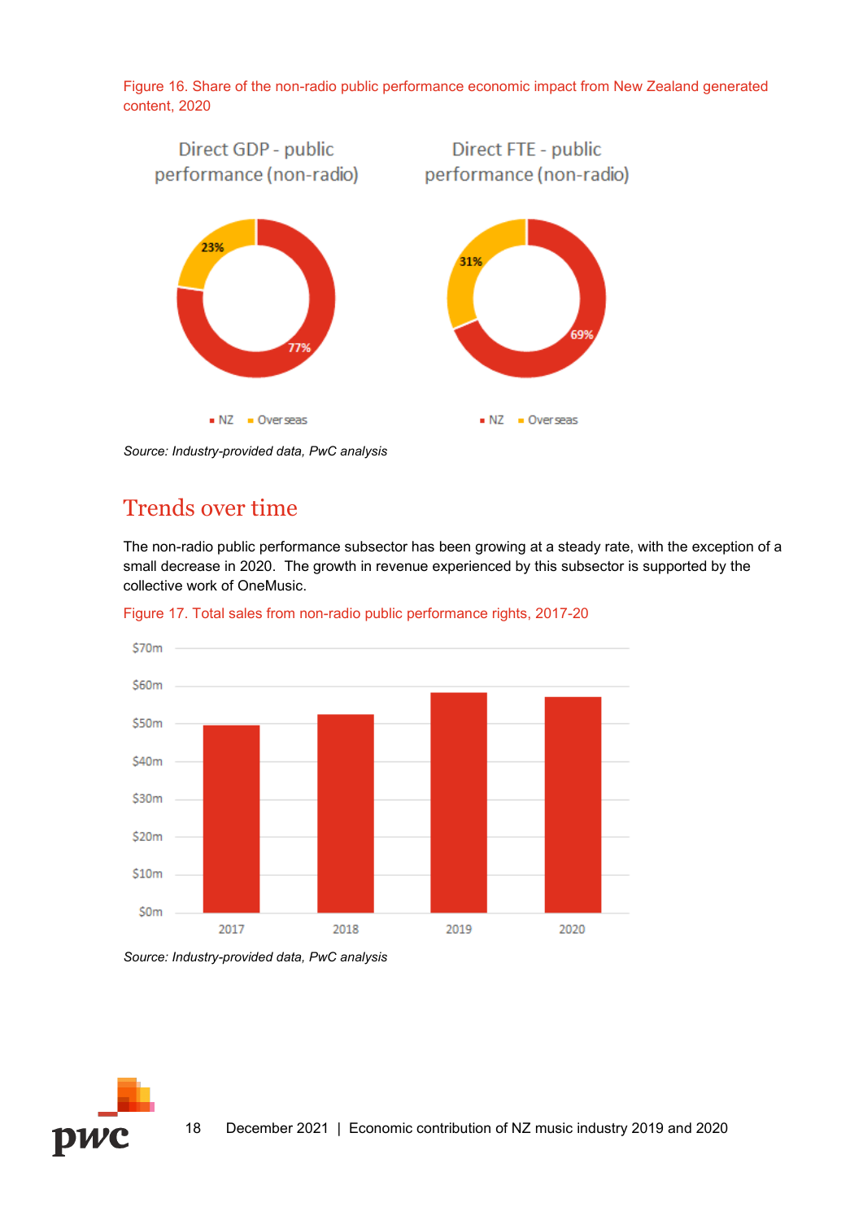Figure 16. Share of the non-radio public performance economic impact from New Zealand generated content, 2020

Source: Industry-provided data, PwC analysis

## Trends over time

The non-radio public performance subsector has been growing at a steady rate, with the exception of a small decrease in 2020. The growth in revenue experienced by this subsector is supported by the collective work of OneMusic.

Figure 17. Total sales from non-radio public performance rights, 2017-20

Source: Industry-provided data, PwC analysis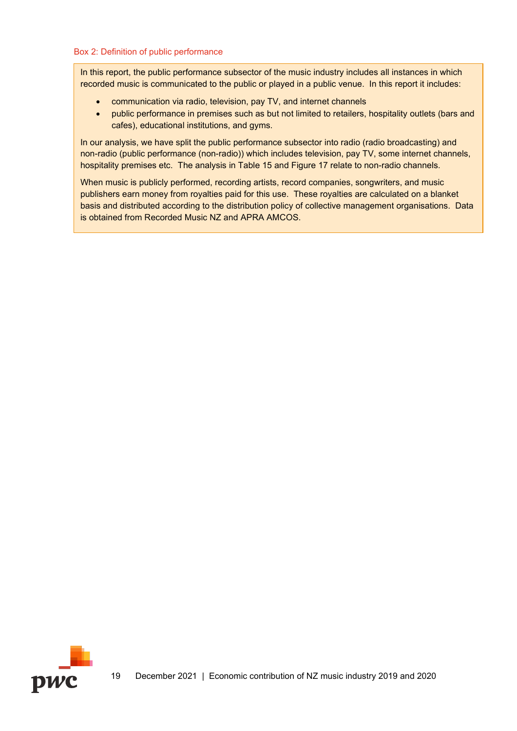Box 2: Definition of public performance

In this report, the public performance subsector of the music industry includes all instances in which recorded music is communicated to the public or played in a public venue. In this report it includes:

- communication via radio, television, pay TV, and internet channels
- public performance in premises such as but not limited to retailers, hospitality outlets (bars and cafes), educational institutions, and gyms.

In our analysis, we have split the public performance subsector into radio (radio broadcasting) and non-radio (public performance (non-radio)) which includes television, pay TV, some internet channels, hospitality premises etc. The analysis in Table 15 and Figure 17 relate to non-radio channels.

When music is publicly performed, recording artists, record companies, songwriters, and music publishers earn money from royalties paid for this use. These royalties are calculated on a blanket basis and distributed according to the distribution policy of collective management organisations. Data is obtained from Recorded Music NZ and APRA AMCOS.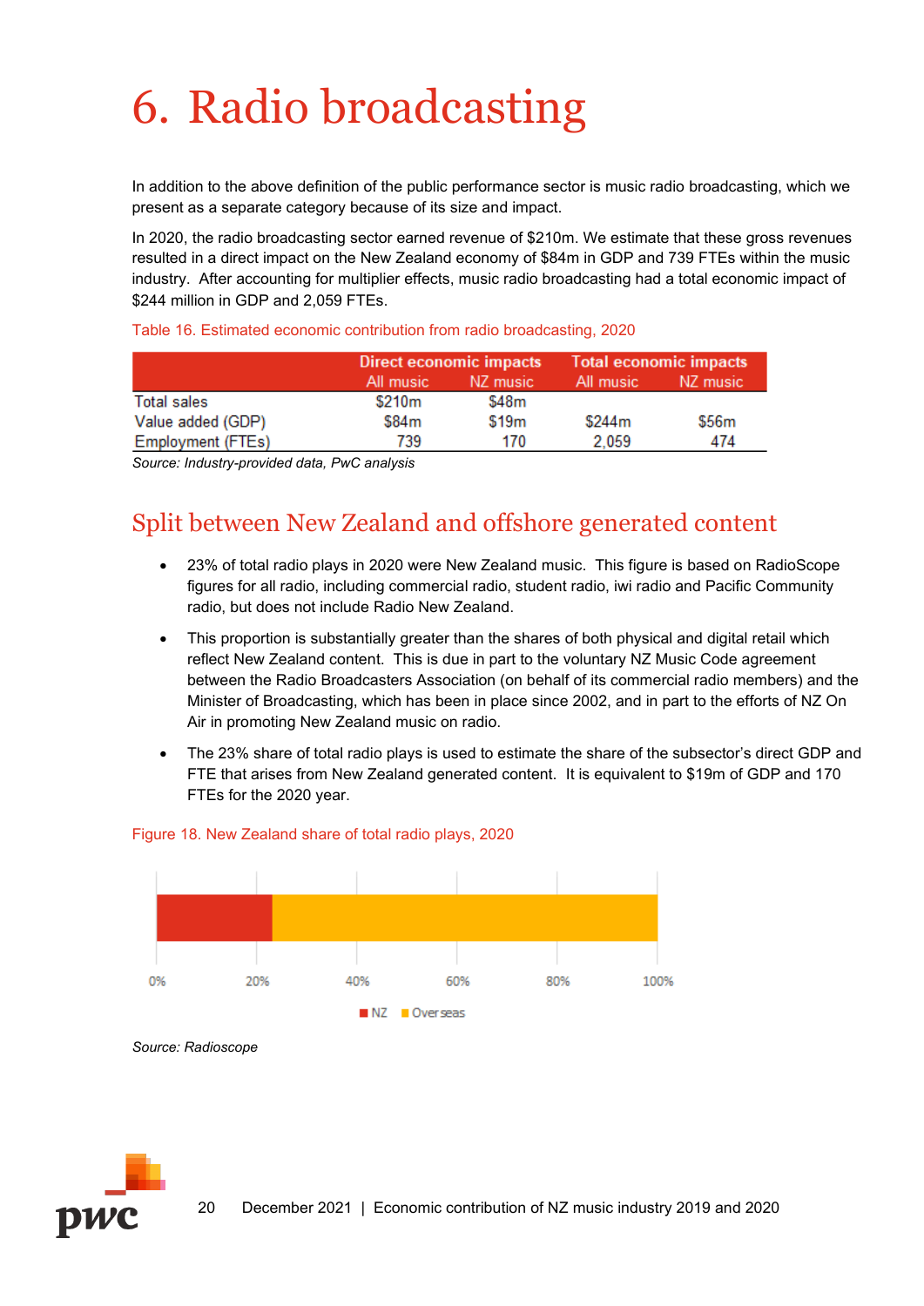# 6. Radio broadcasting

In addition to the above definition of the public performance sector is music radio broadcasting, which we present as a separate category because of its size and impact.

In 2020, the radio broadcasting sector earned revenue of $210m. We estimate that these gross revenues resulted in a direct impact on the New Zealand economy of $84m in GDP and 739 FTEs within the music industry. After accounting for multiplier effects, music radio broadcasting had a total economic impact of $244 million in GDP and 2,059 FTEs.

Table 16. Estimated economic contribution from radio broadcasting, 2020

| | Direct economic impacts | | Total economic impacts | |
|---|---|---|---|---|
| | All music | NZ music | All music | NZ music |
| Total sales | $210m | $48m | | |
| Value added (GDP) | $84m | $19m | $244m | $56m |
| Employment (FTEs) | 739 | 170 | 2,059 | 474 |

*Source: Industry-provided data, PwC analysis*

## Split between New Zealand and offshore generated content

- 23% of total radio plays in 2020 were New Zealand music. This figure is based on RadioScope figures for all radio, including commercial radio, student radio, iwi radio and Pacific Community radio, but does not include Radio New Zealand.
- This proportion is substantially greater than the shares of both physical and digital retail which reflect New Zealand content. This is due in part to the voluntary NZ Music Code agreement between the Radio Broadcasters Association (on behalf of its commercial radio members) and the Minister of Broadcasting, which has been in place since 2002, and in part to the efforts of NZ On Air in promoting New Zealand music on radio.
- The 23% share of total radio plays is used to estimate the share of the subsector's direct GDP and FTE that arises from New Zealand generated content. It is equivalent to $19m of GDP and 170 FTEs for the 2020 year.

Figure 18. New Zealand share of total radio plays, 2020

0% 20% 40% 60% 80% 100%

NZ Overseas

*Source: Radioscope*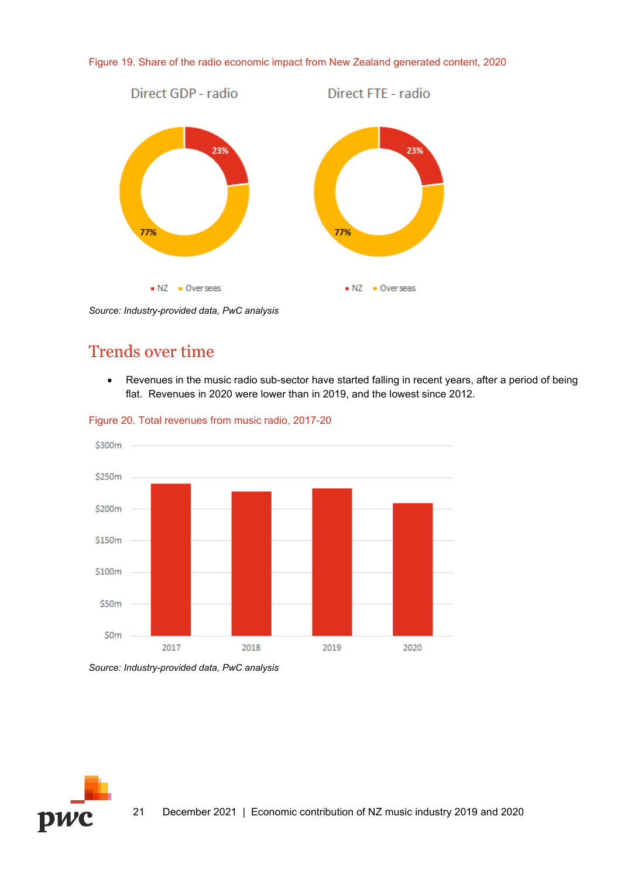Figure 19. Share of the radio economic impact from New Zealand generated content, 2020

Source: Industry-provided data, PwC analysis

## Trends over time

- Revenues in the music radio sub-sector have started falling in recent years, after a period of being flat. Revenues in 2020 were lower than in 2019, and the lowest since 2012.

Figure 20. Total revenues from music radio, 2017-20

Source: Industry-provided data, PwC analysis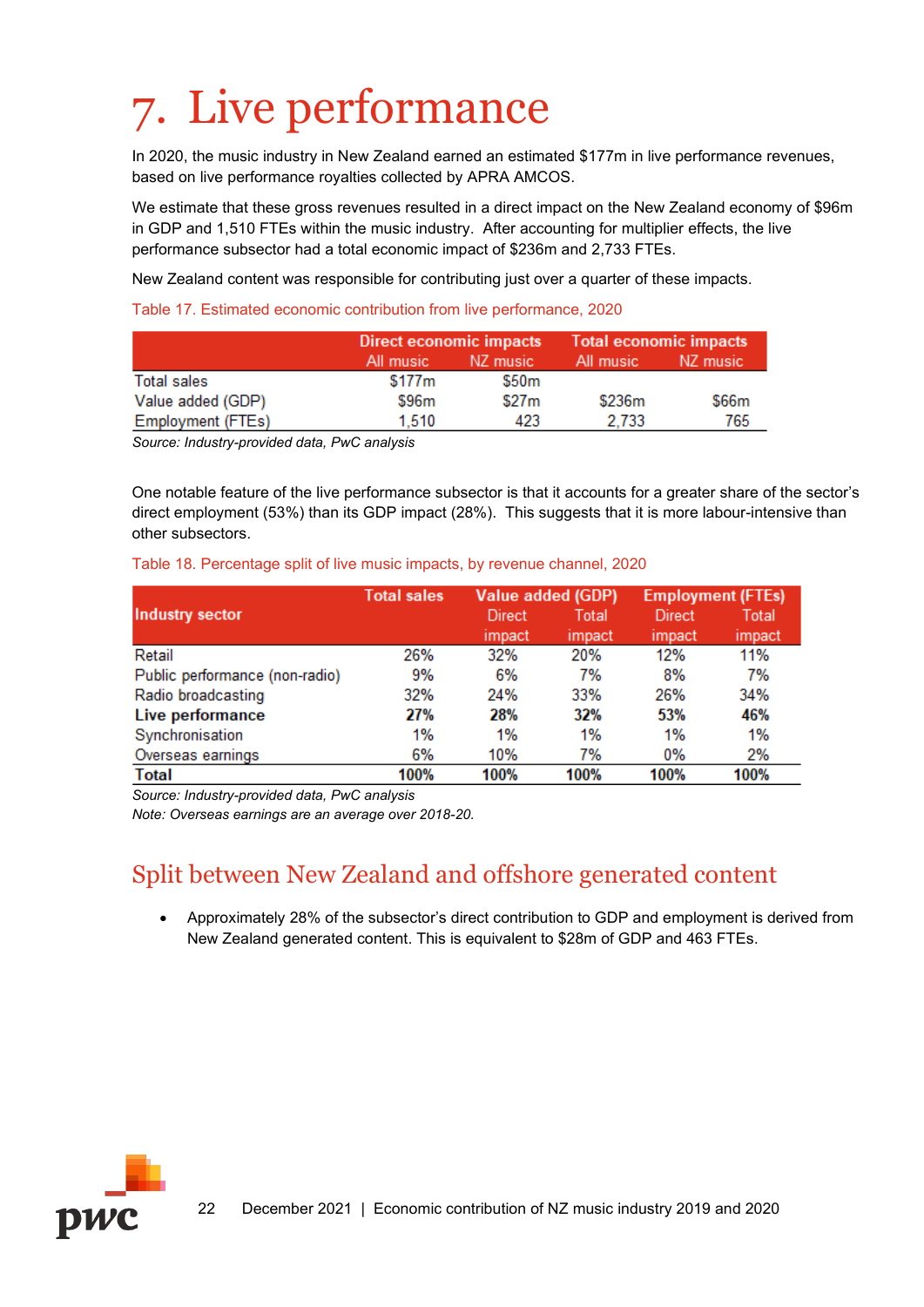# 7. Live performance

In 2020, the music industry in New Zealand earned an estimated $177m in live performance revenues, based on live performance royalties collected by APRA AMCOS.

We estimate that these gross revenues resulted in a direct impact on the New Zealand economy of $96m in GDP and 1,510 FTEs within the music industry. After accounting for multiplier effects, the live performance subsector had a total economic impact of $236m and 2,733 FTEs.

New Zealand content was responsible for contributing just over a quarter of these impacts.

Table 17. Estimated economic contribution from live performance, 2020

| | Direct economic impacts | | Total economic impacts | |
|---|---|---|---|---|
| | All music | NZ music | All music | NZ music |
| Total sales | $177m | $50m | | |
| Value added (GDP) | $96m | $27m | $236m | $66m |
| Employment (FTEs) | 1,510 | 423 | 2,733 | 765 |

*Source: Industry-provided data, PwC analysis*

One notable feature of the live performance subsector is that it accounts for a greater share of the sector's direct employment (53%) than its GDP impact (28%). This suggests that it is more labour-intensive than other subsectors.

Table 18. Percentage split of live music impacts, by revenue channel, 2020

| Industry sector | Total sales | Value added (GDP) | | Employment (FTEs) | |
|---|---|---|---|---|---|
| | | Direct impact | Total impact | Direct impact | Total impact |
| Retail | 26% | 32% | 20% | 12% | 11% |
| Public performance (non-radio) | 9% | 6% | 7% | 8% | 7% |
| Radio broadcasting | 32% | 24% | 33% | 26% | 34% |
| **Live performance** | **27%** | **28%** | **32%** | **53%** | **46%** |
| Synchronisation | 1% | 1% | 1% | 1% | 1% |
| Overseas earnings | 6% | 10% | 7% | 0% | 2% |
| **Total** | **100%** | **100%** | **100%** | **100%** | **100%** |

*Source: Industry-provided data, PwC analysis*

*Note: Overseas earnings are an average over 2018-20.*

## Split between New Zealand and offshore generated content

- Approximately 28% of the subsector's direct contribution to GDP and employment is derived from New Zealand generated content. This is equivalent to $28m of GDP and 463 FTEs.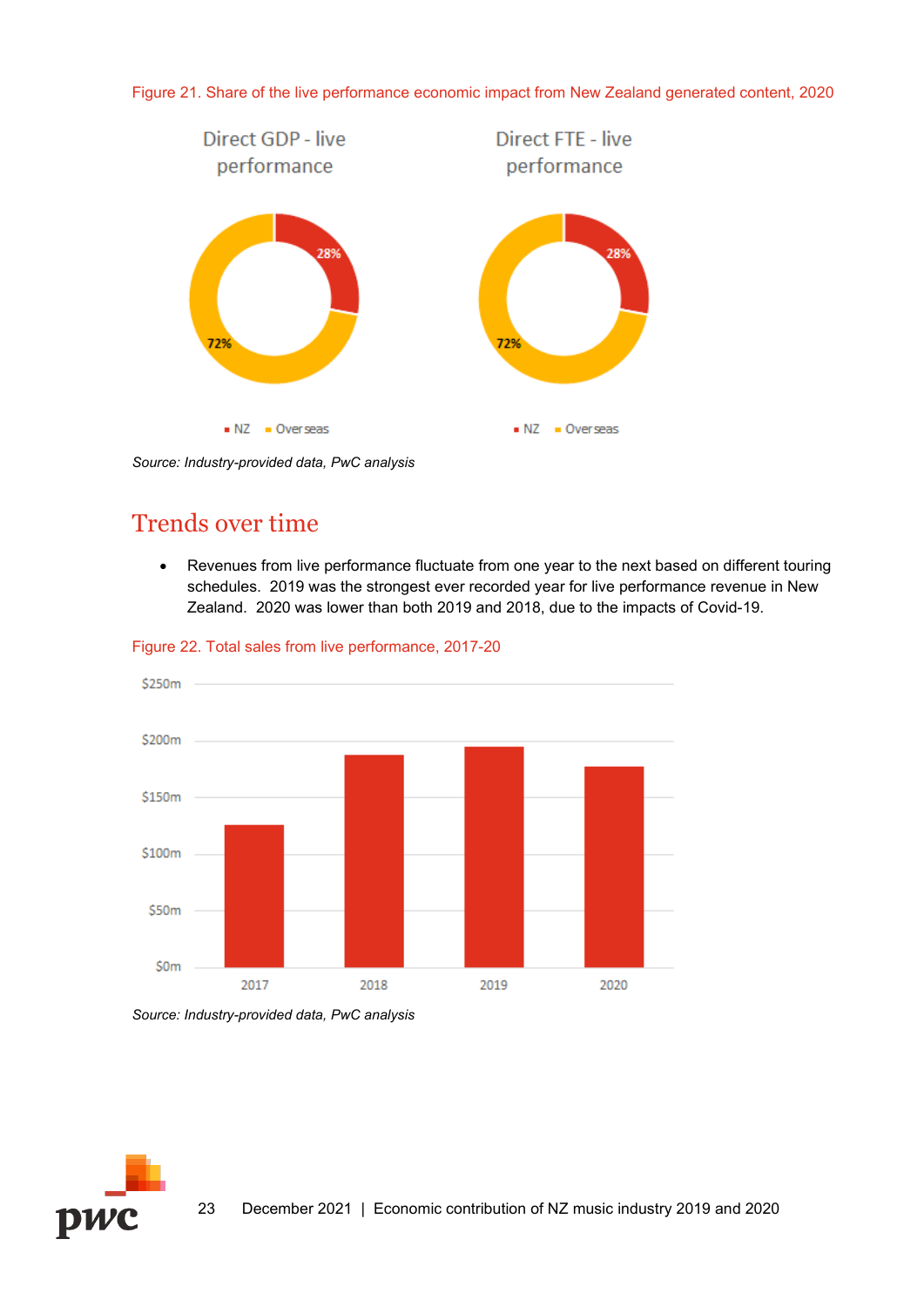Figure 21. Share of the live performance economic impact from New Zealand generated content, 2020

Direct GDP - live performance

28%

72%

▪ NZ ▪ Overseas

Direct FTE - live performance

28%

72%

▪ NZ ▪ Overseas

*Source: Industry-provided data, PwC analysis*

## Trends over time

- Revenues from live performance fluctuate from one year to the next based on different touring schedules. 2019 was the strongest ever recorded year for live performance revenue in New Zealand. 2020 was lower than both 2019 and 2018, due to the impacts of Covid-19.

Figure 22. Total sales from live performance, 2017-20

$250m
$200m
$150m
$100m
$50m
$0m

2017 2018 2019 2020

*Source: Industry-provided data, PwC analysis*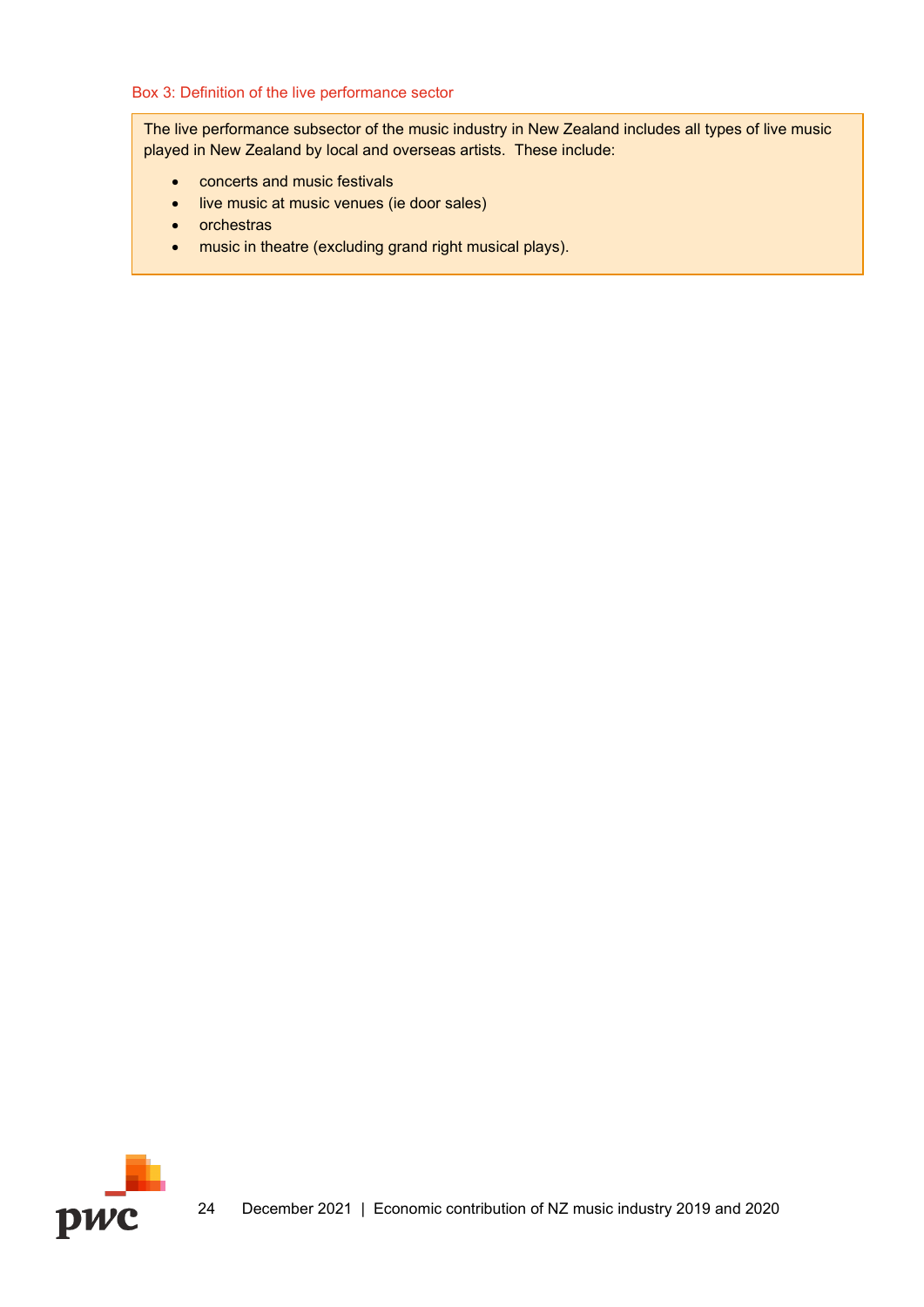Box 3: Definition of the live performance sector

The live performance subsector of the music industry in New Zealand includes all types of live music played in New Zealand by local and overseas artists. These include:

- concerts and music festivals
- live music at music venues (ie door sales)
- orchestras
- music in theatre (excluding grand right musical plays).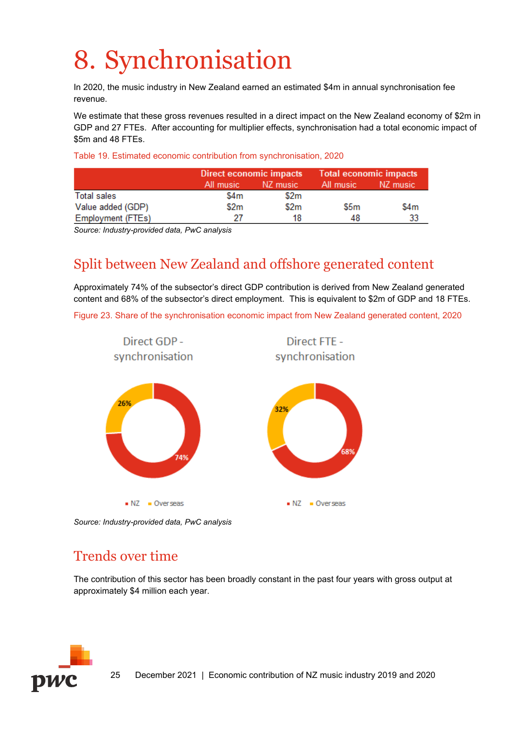# 8. Synchronisation

In 2020, the music industry in New Zealand earned an estimated $4m in annual synchronisation fee revenue.

We estimate that these gross revenues resulted in a direct impact on the New Zealand economy of $2m in GDP and 27 FTEs. After accounting for multiplier effects, synchronisation had a total economic impact of $5m and 48 FTEs.

Table 19. Estimated economic contribution from synchronisation, 2020

| | Direct economic impacts | | Total economic impacts | |
|---|---|---|---|---|
| | All music | NZ music | All music | NZ music |
| Total sales | $4m | $2m | | |
| Value added (GDP) | $2m | $2m | $5m | $4m |
| Employment (FTEs) | 27 | 18 | 48 | 33 |

*Source: Industry-provided data, PwC analysis*

## Split between New Zealand and offshore generated content

Approximately 74% of the subsector's direct GDP contribution is derived from New Zealand generated content and 68% of the subsector's direct employment. This is equivalent to $2m of GDP and 18 FTEs.

Figure 23. Share of the synchronisation economic impact from New Zealand generated content, 2020

Direct GDP - synchronisation

- NZ: 74%
- Overseas: 26%

Direct FTE - synchronisation

- NZ: 68%
- Overseas: 32%

*Source: Industry-provided data, PwC analysis*

## Trends over time

The contribution of this sector has been broadly constant in the past four years with gross output at approximately $4 million each year.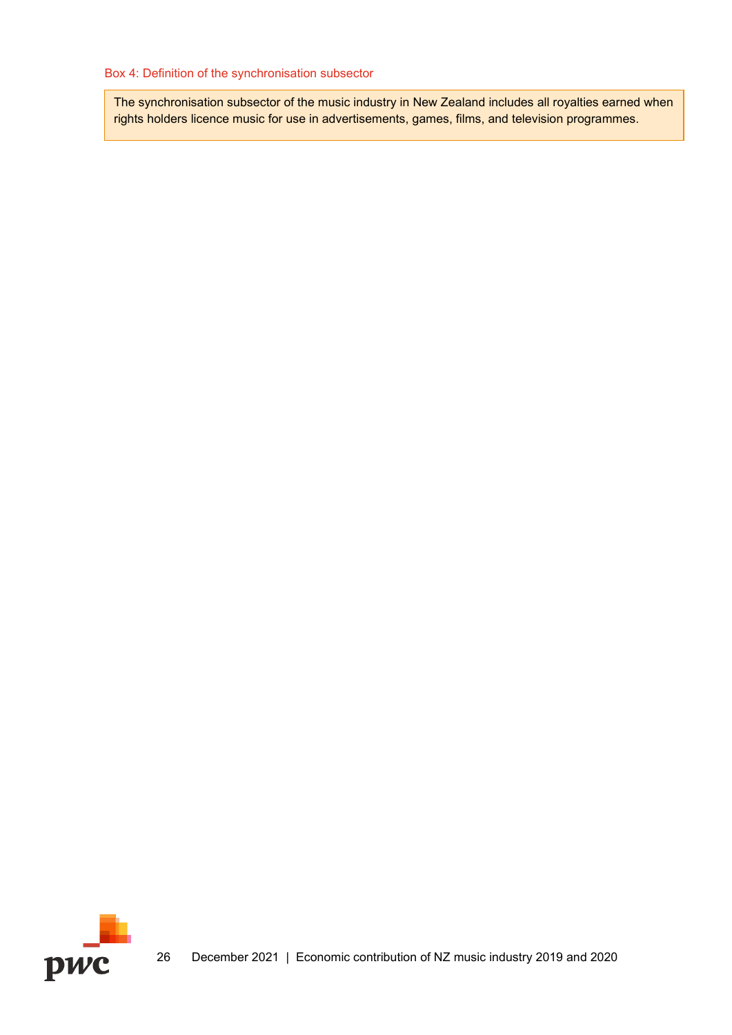Box 4: Definition of the synchronisation subsector

> The synchronisation subsector of the music industry in New Zealand includes all royalties earned when rights holders licence music for use in advertisements, games, films, and television programmes.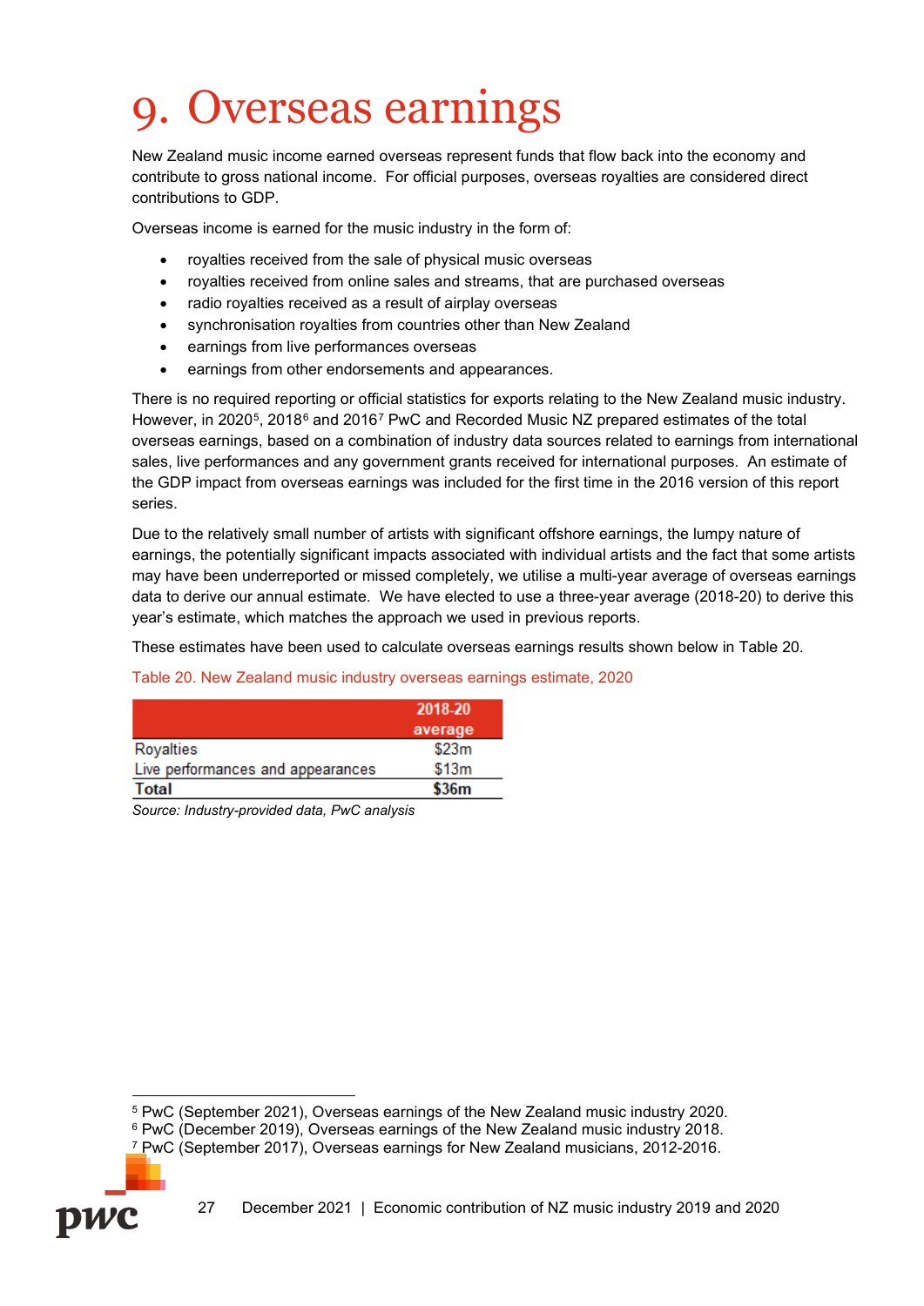# 9. Overseas earnings

New Zealand music income earned overseas represent funds that flow back into the economy and contribute to gross national income. For official purposes, overseas royalties are considered direct contributions to GDP.

Overseas income is earned for the music industry in the form of:

- royalties received from the sale of physical music overseas
- royalties received from online sales and streams, that are purchased overseas
- radio royalties received as a result of airplay overseas
- synchronisation royalties from countries other than New Zealand
- earnings from live performances overseas
- earnings from other endorsements and appearances.

There is no required reporting or official statistics for exports relating to the New Zealand music industry. However, in 2020[5], 2018[6] and 2016[7] PwC and Recorded Music NZ prepared estimates of the total overseas earnings, based on a combination of industry data sources related to earnings from international sales, live performances and any government grants received for international purposes. An estimate of the GDP impact from overseas earnings was included for the first time in the 2016 version of this report series.

Due to the relatively small number of artists with significant offshore earnings, the lumpy nature of earnings, the potentially significant impacts associated with individual artists and the fact that some artists may have been underreported or missed completely, we utilise a multi-year average of overseas earnings data to derive our annual estimate. We have elected to use a three-year average (2018-20) to derive this year's estimate, which matches the approach we used in previous reports.

These estimates have been used to calculate overseas earnings results shown below in Table 20.

Table 20. New Zealand music industry overseas earnings estimate, 2020

| | 2018-20 average |
|---|---|
| Royalties | $23m |
| Live performances and appearances | $13m |
| **Total** | **$36m** |

*Source: Industry-provided data, PwC analysis*

[5] PwC (September 2021), Overseas earnings of the New Zealand music industry 2020.
[6] PwC (December 2019), Overseas earnings of the New Zealand music industry 2018.
[7] PwC (September 2017), Overseas earnings for New Zealand musicians, 2012-2016.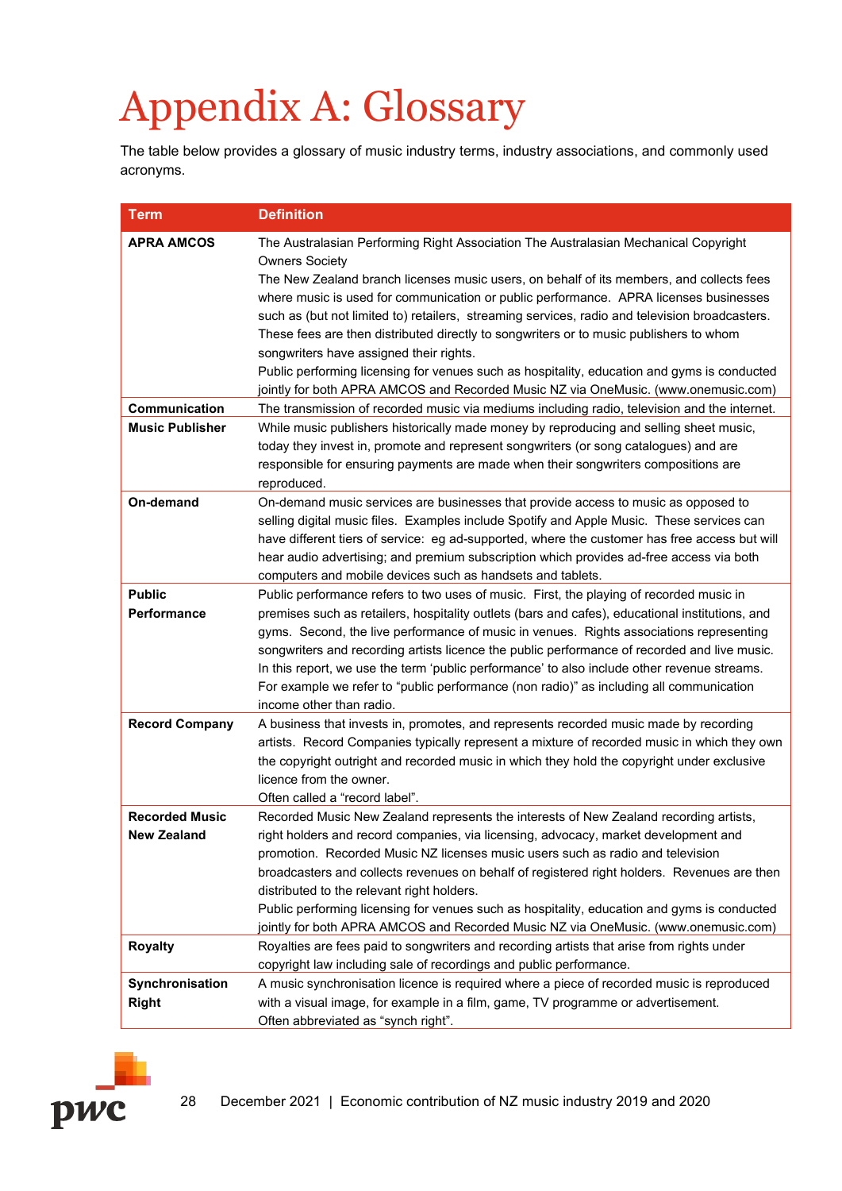# Appendix A: Glossary

The table below provides a glossary of music industry terms, industry associations, and commonly used acronyms.

| Term | Definition |
|---|---|
| **APRA AMCOS** | The Australasian Performing Right Association The Australasian Mechanical Copyright Owners Society<br>The New Zealand branch licenses music users, on behalf of its members, and collects fees where music is used for communication or public performance. APRA licenses businesses such as (but not limited to) retailers, streaming services, radio and television broadcasters. These fees are then distributed directly to songwriters or to music publishers to whom songwriters have assigned their rights.<br>Public performing licensing for venues such as hospitality, education and gyms is conducted jointly for both APRA AMCOS and Recorded Music NZ via OneMusic. (www.onemusic.com) |
| **Communication** | The transmission of recorded music via mediums including radio, television and the internet. |
| **Music Publisher** | While music publishers historically made money by reproducing and selling sheet music, today they invest in, promote and represent songwriters (or song catalogues) and are responsible for ensuring payments are made when their songwriters compositions are reproduced. |
| **On-demand** | On-demand music services are businesses that provide access to music as opposed to selling digital music files. Examples include Spotify and Apple Music. These services can have different tiers of service: eg ad-supported, where the customer has free access but will hear audio advertising; and premium subscription which provides ad-free access via both computers and mobile devices such as handsets and tablets. |
| **Public Performance** | Public performance refers to two uses of music. First, the playing of recorded music in premises such as retailers, hospitality outlets (bars and cafes), educational institutions, and gyms. Second, the live performance of music in venues. Rights associations representing songwriters and recording artists licence the public performance of recorded and live music. In this report, we use the term 'public performance' to also include other revenue streams. For example we refer to "public performance (non radio)" as including all communication income other than radio. |
| **Record Company** | A business that invests in, promotes, and represents recorded music made by recording artists. Record Companies typically represent a mixture of recorded music in which they own the copyright outright and recorded music in which they hold the copyright under exclusive licence from the owner.<br>Often called a "record label". |
| **Recorded Music New Zealand** | Recorded Music New Zealand represents the interests of New Zealand recording artists, right holders and record companies, via licensing, advocacy, market development and promotion. Recorded Music NZ licenses music users such as radio and television broadcasters and collects revenues on behalf of registered right holders. Revenues are then distributed to the relevant right holders.<br>Public performing licensing for venues such as hospitality, education and gyms is conducted jointly for both APRA AMCOS and Recorded Music NZ via OneMusic. (www.onemusic.com) |
| **Royalty** | Royalties are fees paid to songwriters and recording artists that arise from rights under copyright law including sale of recordings and public performance. |
| **Synchronisation Right** | A music synchronisation licence is required where a piece of recorded music is reproduced with a visual image, for example in a film, game, TV programme or advertisement.<br>Often abbreviated as "synch right". |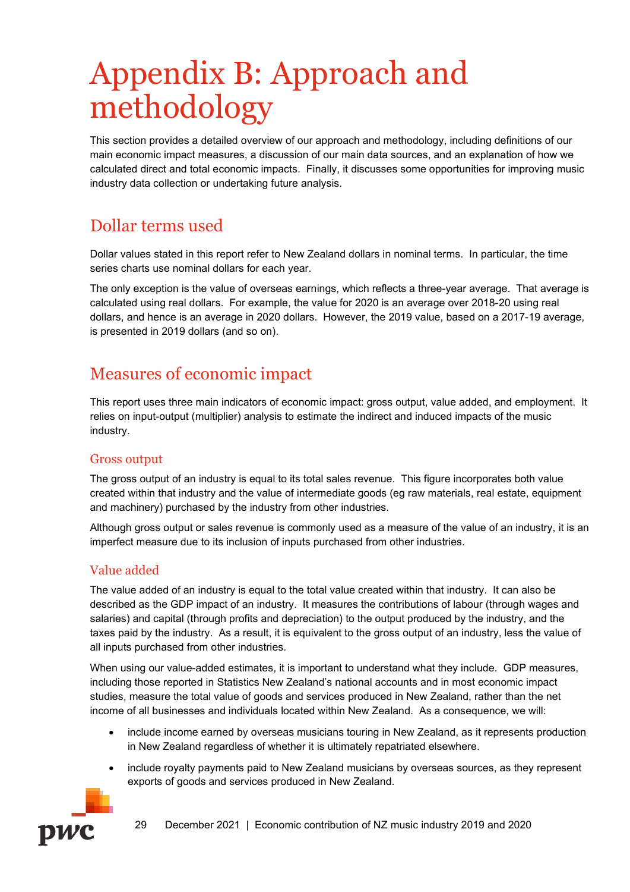# Appendix B: Approach and methodology

This section provides a detailed overview of our approach and methodology, including definitions of our main economic impact measures, a discussion of our main data sources, and an explanation of how we calculated direct and total economic impacts. Finally, it discusses some opportunities for improving music industry data collection or undertaking future analysis.

## Dollar terms used

Dollar values stated in this report refer to New Zealand dollars in nominal terms. In particular, the time series charts use nominal dollars for each year.

The only exception is the value of overseas earnings, which reflects a three-year average. That average is calculated using real dollars. For example, the value for 2020 is an average over 2018-20 using real dollars, and hence is an average in 2020 dollars. However, the 2019 value, based on a 2017-19 average, is presented in 2019 dollars (and so on).

## Measures of economic impact

This report uses three main indicators of economic impact: gross output, value added, and employment. It relies on input-output (multiplier) analysis to estimate the indirect and induced impacts of the music industry.

### Gross output

The gross output of an industry is equal to its total sales revenue. This figure incorporates both value created within that industry and the value of intermediate goods (eg raw materials, real estate, equipment and machinery) purchased by the industry from other industries.

Although gross output or sales revenue is commonly used as a measure of the value of an industry, it is an imperfect measure due to its inclusion of inputs purchased from other industries.

### Value added

The value added of an industry is equal to the total value created within that industry. It can also be described as the GDP impact of an industry. It measures the contributions of labour (through wages and salaries) and capital (through profits and depreciation) to the output produced by the industry, and the taxes paid by the industry. As a result, it is equivalent to the gross output of an industry, less the value of all inputs purchased from other industries.

When using our value-added estimates, it is important to understand what they include. GDP measures, including those reported in Statistics New Zealand's national accounts and in most economic impact studies, measure the total value of goods and services produced in New Zealand, rather than the net income of all businesses and individuals located within New Zealand. As a consequence, we will:

- include income earned by overseas musicians touring in New Zealand, as it represents production in New Zealand regardless of whether it is ultimately repatriated elsewhere.
- include royalty payments paid to New Zealand musicians by overseas sources, as they represent exports of goods and services produced in New Zealand.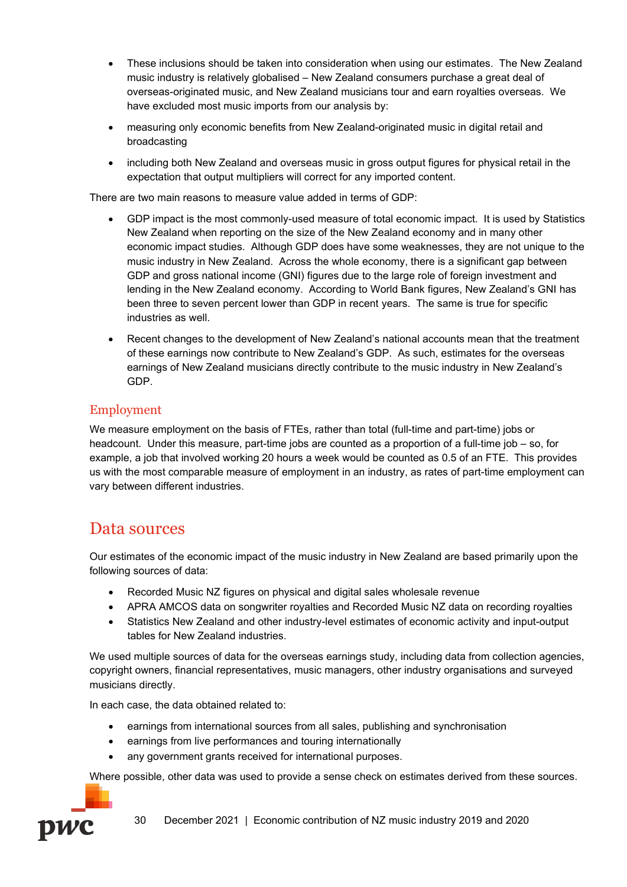- These inclusions should be taken into consideration when using our estimates. The New Zealand music industry is relatively globalised – New Zealand consumers purchase a great deal of overseas-originated music, and New Zealand musicians tour and earn royalties overseas. We have excluded most music imports from our analysis by:
- measuring only economic benefits from New Zealand-originated music in digital retail and broadcasting
- including both New Zealand and overseas music in gross output figures for physical retail in the expectation that output multipliers will correct for any imported content.

There are two main reasons to measure value added in terms of GDP:

- GDP impact is the most commonly-used measure of total economic impact. It is used by Statistics New Zealand when reporting on the size of the New Zealand economy and in many other economic impact studies. Although GDP does have some weaknesses, they are not unique to the music industry in New Zealand. Across the whole economy, there is a significant gap between GDP and gross national income (GNI) figures due to the large role of foreign investment and lending in the New Zealand economy. According to World Bank figures, New Zealand's GNI has been three to seven percent lower than GDP in recent years. The same is true for specific industries as well.
- Recent changes to the development of New Zealand's national accounts mean that the treatment of these earnings now contribute to New Zealand's GDP. As such, estimates for the overseas earnings of New Zealand musicians directly contribute to the music industry in New Zealand's GDP.

### Employment

We measure employment on the basis of FTEs, rather than total (full-time and part-time) jobs or headcount. Under this measure, part-time jobs are counted as a proportion of a full-time job – so, for example, a job that involved working 20 hours a week would be counted as 0.5 of an FTE. This provides us with the most comparable measure of employment in an industry, as rates of part-time employment can vary between different industries.

## Data sources

Our estimates of the economic impact of the music industry in New Zealand are based primarily upon the following sources of data:

- Recorded Music NZ figures on physical and digital sales wholesale revenue
- APRA AMCOS data on songwriter royalties and Recorded Music NZ data on recording royalties
- Statistics New Zealand and other industry-level estimates of economic activity and input-output tables for New Zealand industries.

We used multiple sources of data for the overseas earnings study, including data from collection agencies, copyright owners, financial representatives, music managers, other industry organisations and surveyed musicians directly.

In each case, the data obtained related to:

- earnings from international sources from all sales, publishing and synchronisation
- earnings from live performances and touring internationally
- any government grants received for international purposes.

Where possible, other data was used to provide a sense check on estimates derived from these sources.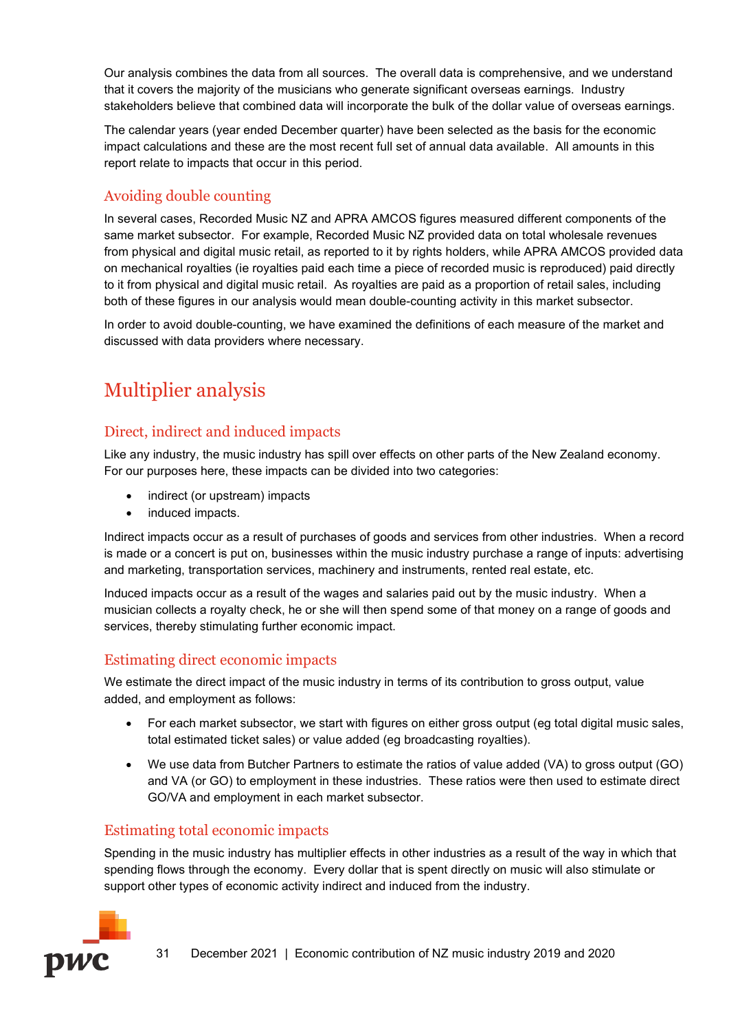Our analysis combines the data from all sources. The overall data is comprehensive, and we understand that it covers the majority of the musicians who generate significant overseas earnings. Industry stakeholders believe that combined data will incorporate the bulk of the dollar value of overseas earnings.

The calendar years (year ended December quarter) have been selected as the basis for the economic impact calculations and these are the most recent full set of annual data available. All amounts in this report relate to impacts that occur in this period.

### Avoiding double counting

In several cases, Recorded Music NZ and APRA AMCOS figures measured different components of the same market subsector. For example, Recorded Music NZ provided data on total wholesale revenues from physical and digital music retail, as reported to it by rights holders, while APRA AMCOS provided data on mechanical royalties (ie royalties paid each time a piece of recorded music is reproduced) paid directly to it from physical and digital music retail. As royalties are paid as a proportion of retail sales, including both of these figures in our analysis would mean double-counting activity in this market subsector.

In order to avoid double-counting, we have examined the definitions of each measure of the market and discussed with data providers where necessary.

## Multiplier analysis

### Direct, indirect and induced impacts

Like any industry, the music industry has spill over effects on other parts of the New Zealand economy. For our purposes here, these impacts can be divided into two categories:

- indirect (or upstream) impacts
- induced impacts.

Indirect impacts occur as a result of purchases of goods and services from other industries. When a record is made or a concert is put on, businesses within the music industry purchase a range of inputs: advertising and marketing, transportation services, machinery and instruments, rented real estate, etc.

Induced impacts occur as a result of the wages and salaries paid out by the music industry. When a musician collects a royalty check, he or she will then spend some of that money on a range of goods and services, thereby stimulating further economic impact.

### Estimating direct economic impacts

We estimate the direct impact of the music industry in terms of its contribution to gross output, value added, and employment as follows:

- For each market subsector, we start with figures on either gross output (eg total digital music sales, total estimated ticket sales) or value added (eg broadcasting royalties).
- We use data from Butcher Partners to estimate the ratios of value added (VA) to gross output (GO) and VA (or GO) to employment in these industries. These ratios were then used to estimate direct GO/VA and employment in each market subsector.

### Estimating total economic impacts

Spending in the music industry has multiplier effects in other industries as a result of the way in which that spending flows through the economy. Every dollar that is spent directly on music will also stimulate or support other types of economic activity indirect and induced from the industry.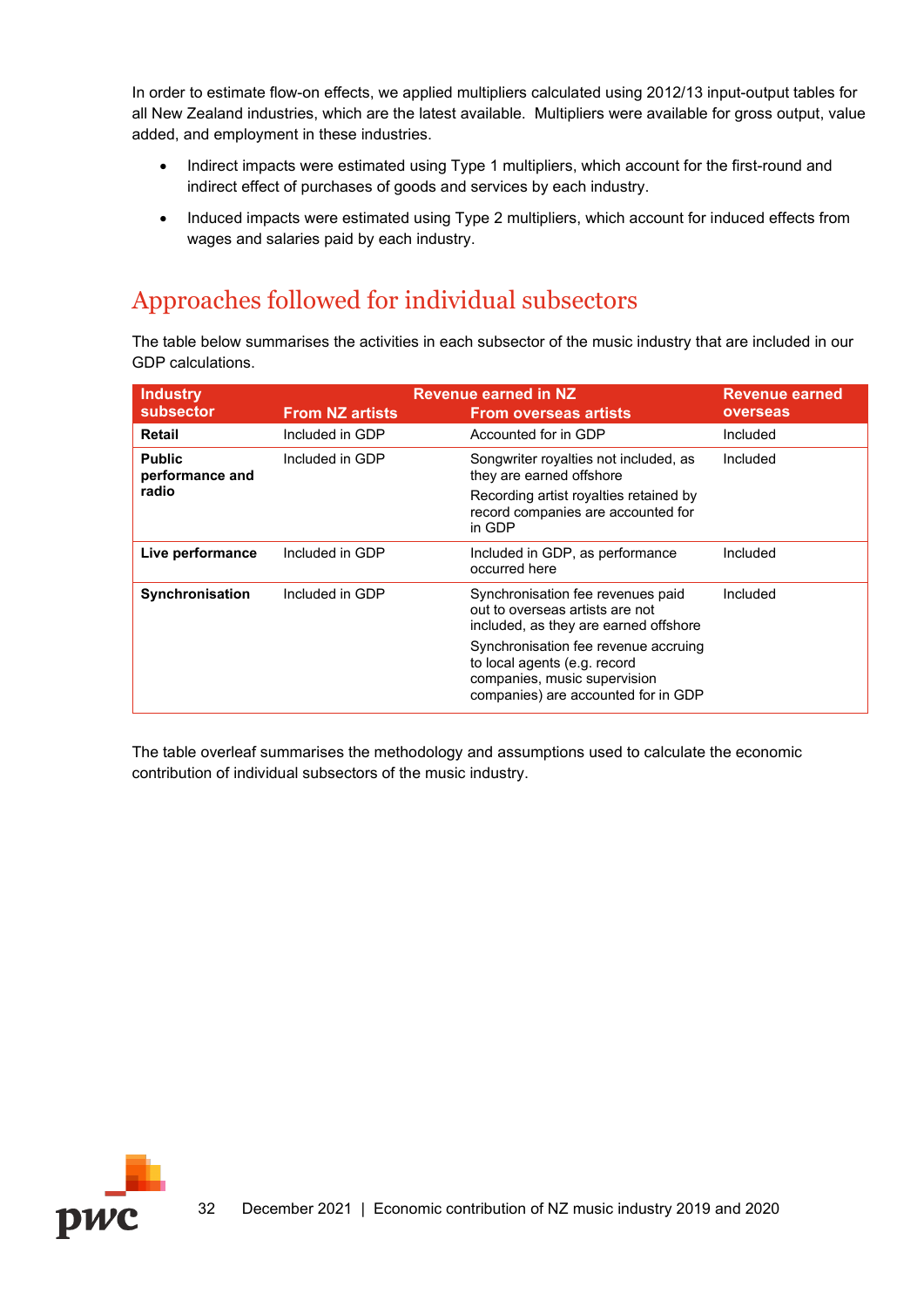In order to estimate flow-on effects, we applied multipliers calculated using 2012/13 input-output tables for all New Zealand industries, which are the latest available. Multipliers were available for gross output, value added, and employment in these industries.

- Indirect impacts were estimated using Type 1 multipliers, which account for the first-round and indirect effect of purchases of goods and services by each industry.
- Induced impacts were estimated using Type 2 multipliers, which account for induced effects from wages and salaries paid by each industry.

## Approaches followed for individual subsectors

The table below summarises the activities in each subsector of the music industry that are included in our GDP calculations.

| Industry subsector | Revenue earned in NZ | | Revenue earned overseas |
|---|---|---|---|
| | From NZ artists | From overseas artists | |
| **Retail** | Included in GDP | Accounted for in GDP | Included |
| **Public performance and radio** | Included in GDP | Songwriter royalties not included, as they are earned offshore<br>Recording artist royalties retained by record companies are accounted for in GDP | Included |
| **Live performance** | Included in GDP | Included in GDP, as performance occurred here | Included |
| **Synchronisation** | Included in GDP | Synchronisation fee revenues paid out to overseas artists are not included, as they are earned offshore<br>Synchronisation fee revenue accruing to local agents (e.g. record companies, music supervision companies) are accounted for in GDP | Included |

The table overleaf summarises the methodology and assumptions used to calculate the economic contribution of individual subsectors of the music industry.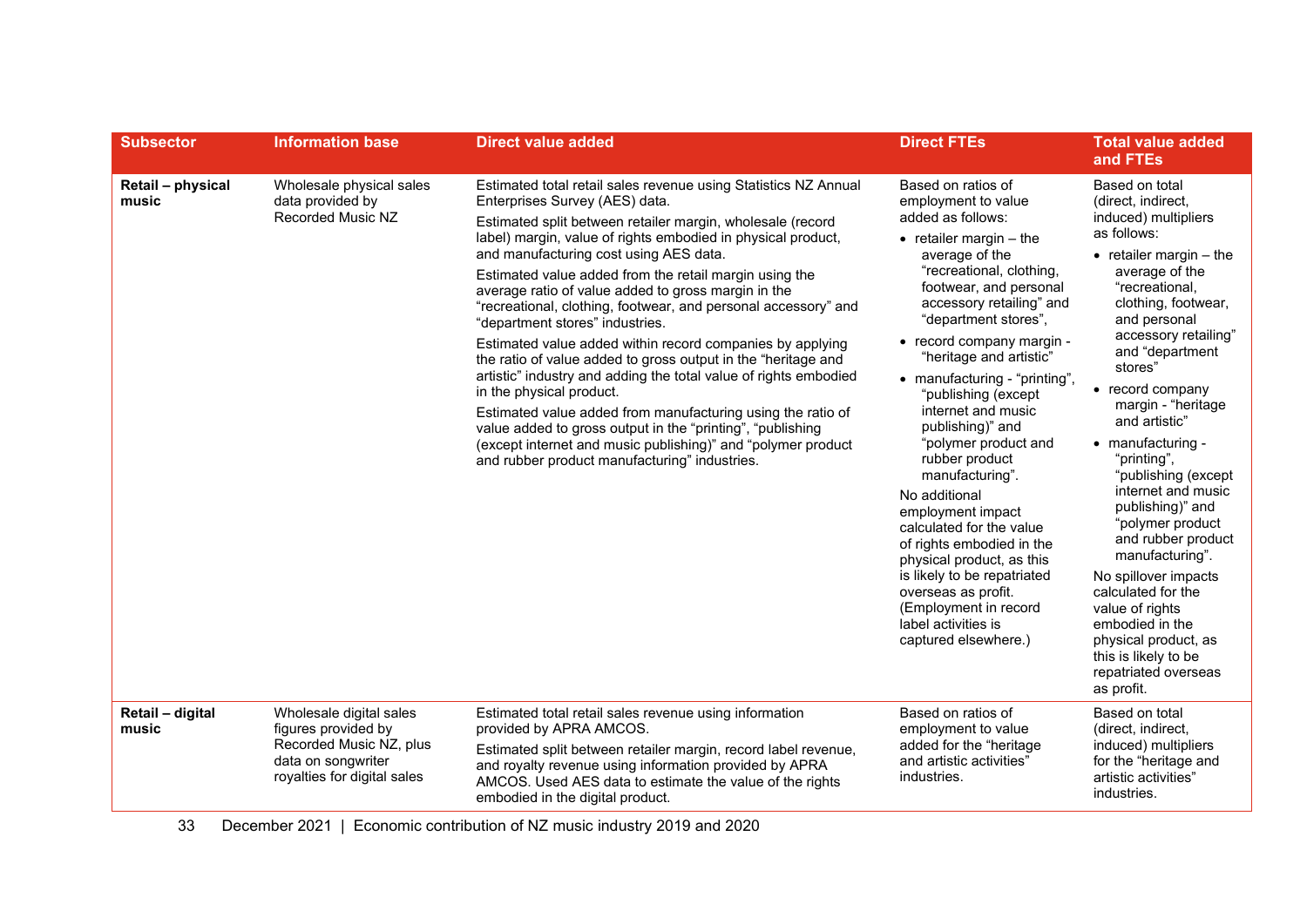| Subsector | Information base | Direct value added | Direct FTEs | Total value added and FTEs |
| --- | --- | --- | --- | --- |
| **Retail – physical music** | Wholesale physical sales data provided by Recorded Music NZ | Estimated total retail sales revenue using Statistics NZ Annual Enterprises Survey (AES) data.<br>Estimated split between retailer margin, wholesale (record label) margin, value of rights embodied in physical product, and manufacturing cost using AES data.<br>Estimated value added from the retail margin using the average ratio of value added to gross margin in the "recreational, clothing, footwear, and personal accessory" and "department stores" industries.<br>Estimated value added within record companies by applying the ratio of value added to gross output in the "heritage and artistic" industry and adding the total value of rights embodied in the physical product.<br>Estimated value added from manufacturing using the ratio of value added to gross output in the "printing", "publishing (except internet and music publishing)" and "polymer product and rubber product manufacturing" industries. | Based on ratios of employment to value added as follows:<br>• retailer margin – the average of the "recreational, clothing, footwear, and personal accessory retailing" and "department stores",<br>• record company margin - "heritage and artistic"<br>• manufacturing - "printing", "publishing (except internet and music publishing)" and "polymer product and rubber product manufacturing".<br>No additional employment impact calculated for the value of rights embodied in the physical product, as this is likely to be repatriated overseas as profit. (Employment in record label activities is captured elsewhere.) | Based on total (direct, indirect, induced) multipliers as follows:<br>• retailer margin – the average of the "recreational, clothing, footwear, and personal accessory retailing" and "department stores"<br>• record company margin - "heritage and artistic"<br>• manufacturing - "printing", "publishing (except internet and music publishing)" and "polymer product and rubber product manufacturing".<br>No spillover impacts calculated for the value of rights embodied in the physical product, as this is likely to be repatriated overseas as profit. |
| **Retail – digital music** | Wholesale digital sales figures provided by Recorded Music NZ, plus data on songwriter royalties for digital sales | Estimated total retail sales revenue using information provided by APRA AMCOS.<br>Estimated split between retailer margin, record label revenue, and royalty revenue using information provided by APRA AMCOS. Used AES data to estimate the value of the rights embodied in the digital product. | Based on ratios of employment to value added for the "heritage and artistic activities" industries. | Based on total (direct, indirect, induced) multipliers for the "heritage and artistic activities" industries. |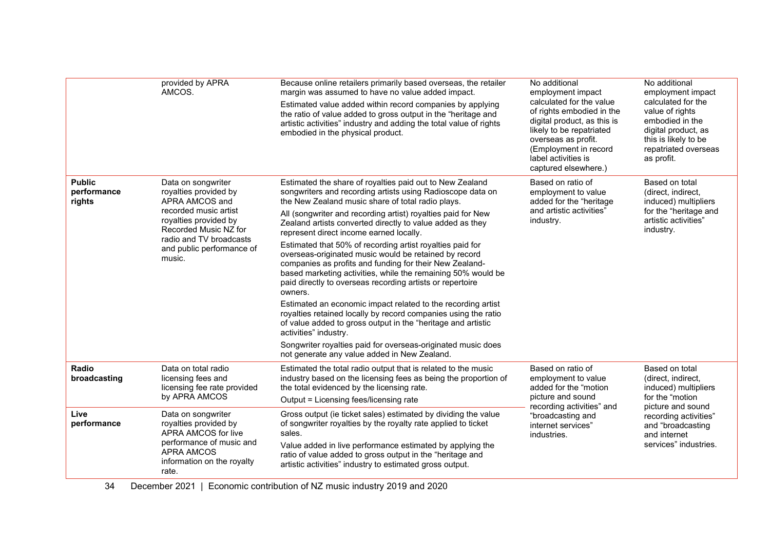| | | | | |
|---|---|---|---|---|
| | provided by APRA AMCOS. | Because online retailers primarily based overseas, the retailer margin was assumed to have no value added impact.<br><br>Estimated value added within record companies by applying the ratio of value added to gross output in the "heritage and artistic activities" industry and adding the total value of rights embodied in the physical product. | No additional employment impact calculated for the value of rights embodied in the digital product, as this is likely to be repatriated overseas as profit. (Employment in record label activities is captured elsewhere.) | No additional employment impact calculated for the value of rights embodied in the digital product, as this is likely to be repatriated overseas as profit. |
| **Public performance rights** | Data on songwriter royalties provided by APRA AMCOS and recorded music artist royalties provided by Recorded Music NZ for radio and TV broadcasts and public performance of music. | Estimated the share of royalties paid out to New Zealand songwriters and recording artists using Radioscope data on the New Zealand music share of total radio plays.<br><br>All (songwriter and recording artist) royalties paid for New Zealand artists converted directly to value added as they represent direct income earned locally.<br><br>Estimated that 50% of recording artist royalties paid for overseas-originated music would be retained by record companies as profits and funding for their New Zealand-based marketing activities, while the remaining 50% would be paid directly to overseas recording artists or repertoire owners.<br><br>Estimated an economic impact related to the recording artist royalties retained locally by record companies using the ratio of value added to gross output in the "heritage and artistic activities" industry.<br><br>Songwriter royalties paid for overseas-originated music does not generate any value added in New Zealand. | Based on ratio of employment to value added for the "heritage and artistic activities" industry. | Based on total (direct, indirect, induced) multipliers for the "heritage and artistic activities" industry. |
| **Radio broadcasting** | Data on total radio licensing fees and licensing fee rate provided by APRA AMCOS | Estimated the total radio output that is related to the music industry based on the licensing fees as being the proportion of the total evidenced by the licensing rate.<br><br>Output = Licensing fees/licensing rate | Based on ratio of employment to value added for the "motion picture and sound recording activities" and "broadcasting and internet services" industries. | Based on total (direct, indirect, induced) multipliers for the "motion picture and sound recording activities" and "broadcasting and internet services" industries. |
| **Live performance** | Data on songwriter royalties provided by APRA AMCOS for live performance of music and APRA AMCOS information on the royalty rate. | Gross output (ie ticket sales) estimated by dividing the value of songwriter royalties by the royalty rate applied to ticket sales.<br><br>Value added in live performance estimated by applying the ratio of value added to gross output in the "heritage and artistic activities" industry to estimated gross output. | | |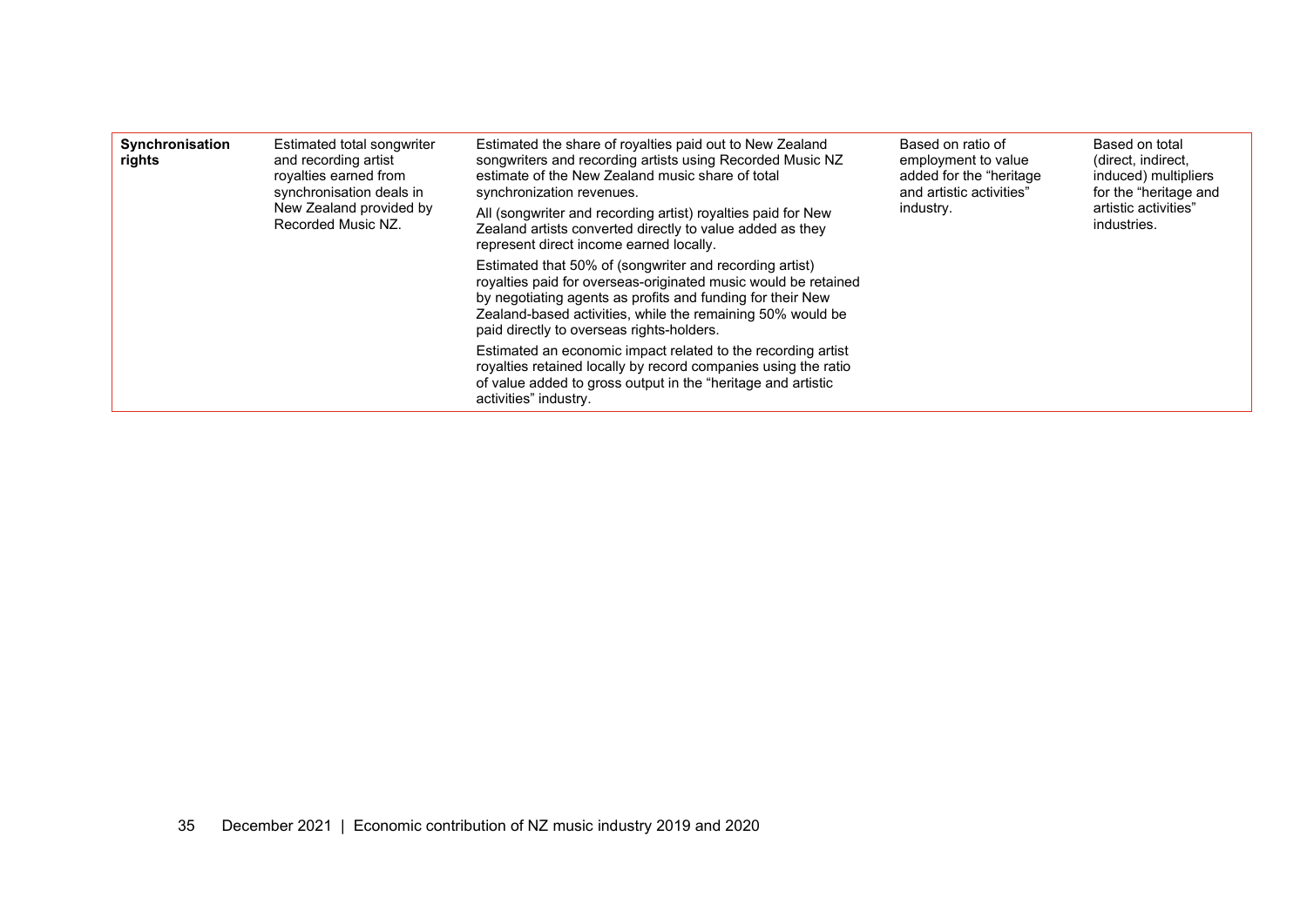| **Synchronisation rights** | Estimated total songwriter and recording artist royalties earned from synchronisation deals in New Zealand provided by Recorded Music NZ. | Estimated the share of royalties paid out to New Zealand songwriters and recording artists using Recorded Music NZ estimate of the New Zealand music share of total synchronization revenues.<br><br>All (songwriter and recording artist) royalties paid for New Zealand artists converted directly to value added as they represent direct income earned locally.<br><br>Estimated that 50% of (songwriter and recording artist) royalties paid for overseas-originated music would be retained by negotiating agents as profits and funding for their New Zealand-based activities, while the remaining 50% would be paid directly to overseas rights-holders.<br><br>Estimated an economic impact related to the recording artist royalties retained locally by record companies using the ratio of value added to gross output in the "heritage and artistic activities" industry. | Based on ratio of employment to value added for the "heritage and artistic activities" industry. | Based on total (direct, indirect, induced) multipliers for the "heritage and artistic activities" industries. |
|---|---|---|---|---|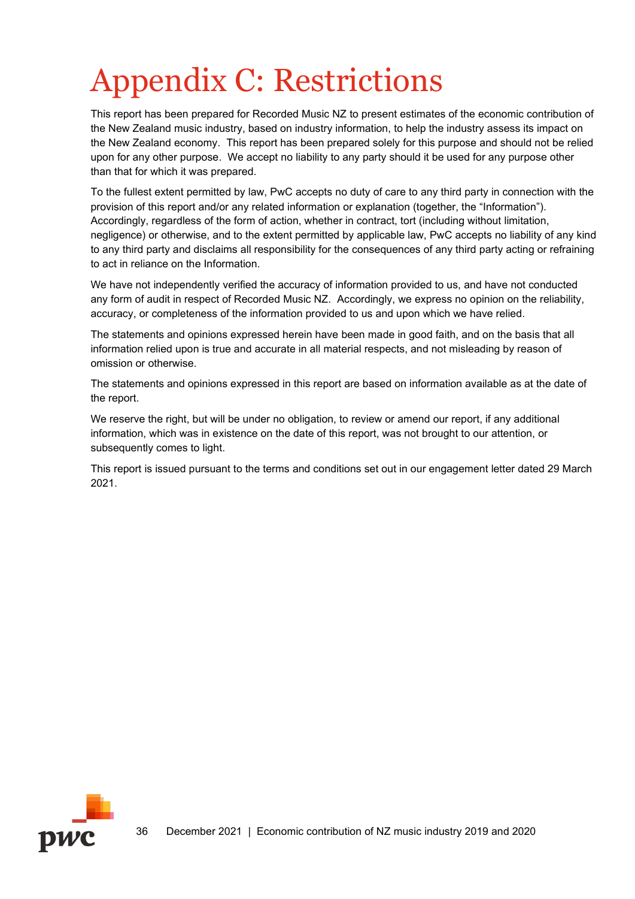# Appendix C: Restrictions

This report has been prepared for Recorded Music NZ to present estimates of the economic contribution of the New Zealand music industry, based on industry information, to help the industry assess its impact on the New Zealand economy. This report has been prepared solely for this purpose and should not be relied upon for any other purpose. We accept no liability to any party should it be used for any purpose other than that for which it was prepared.

To the fullest extent permitted by law, PwC accepts no duty of care to any third party in connection with the provision of this report and/or any related information or explanation (together, the "Information"). Accordingly, regardless of the form of action, whether in contract, tort (including without limitation, negligence) or otherwise, and to the extent permitted by applicable law, PwC accepts no liability of any kind to any third party and disclaims all responsibility for the consequences of any third party acting or refraining to act in reliance on the Information.

We have not independently verified the accuracy of information provided to us, and have not conducted any form of audit in respect of Recorded Music NZ. Accordingly, we express no opinion on the reliability, accuracy, or completeness of the information provided to us and upon which we have relied.

The statements and opinions expressed herein have been made in good faith, and on the basis that all information relied upon is true and accurate in all material respects, and not misleading by reason of omission or otherwise.

The statements and opinions expressed in this report are based on information available as at the date of the report.

We reserve the right, but will be under no obligation, to review or amend our report, if any additional information, which was in existence on the date of this report, was not brought to our attention, or subsequently comes to light.

This report is issued pursuant to the terms and conditions set out in our engagement letter dated 29 March 2021.